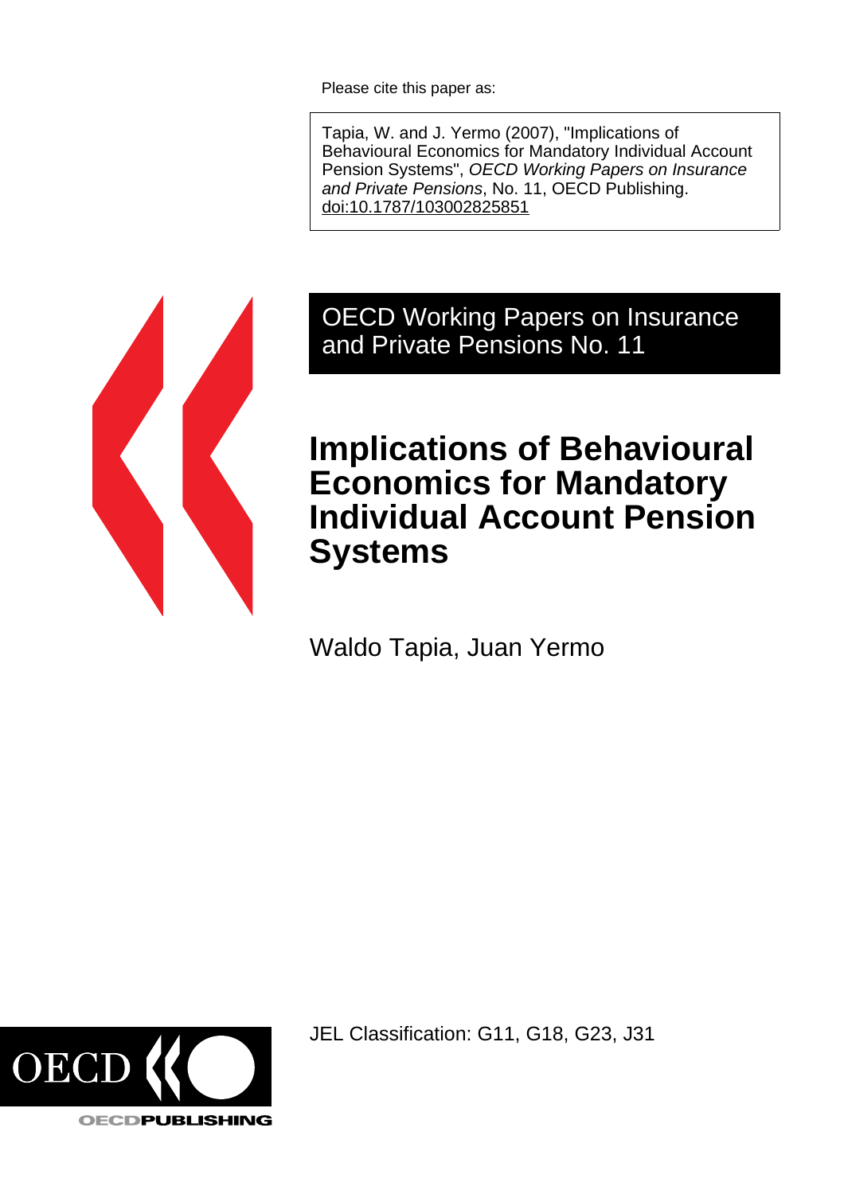Please cite this paper as:

Tapia, W. and J. Yermo (2007), "Implications of Behavioural Economics for Mandatory Individual Account Pension Systems", *OECD Working Papers on Insurance and Private Pensions*, No. 11, OECD Publishing. doi:10.1787/103002825851

OECD Working Papers on Insurance and Private Pensions No. 11

# Implications of Behavioural Economics for Mandatory Individual Account Pension Systems

Waldo Tapia, Juan Yermo

JEL Classification: G11, G18, G23, J31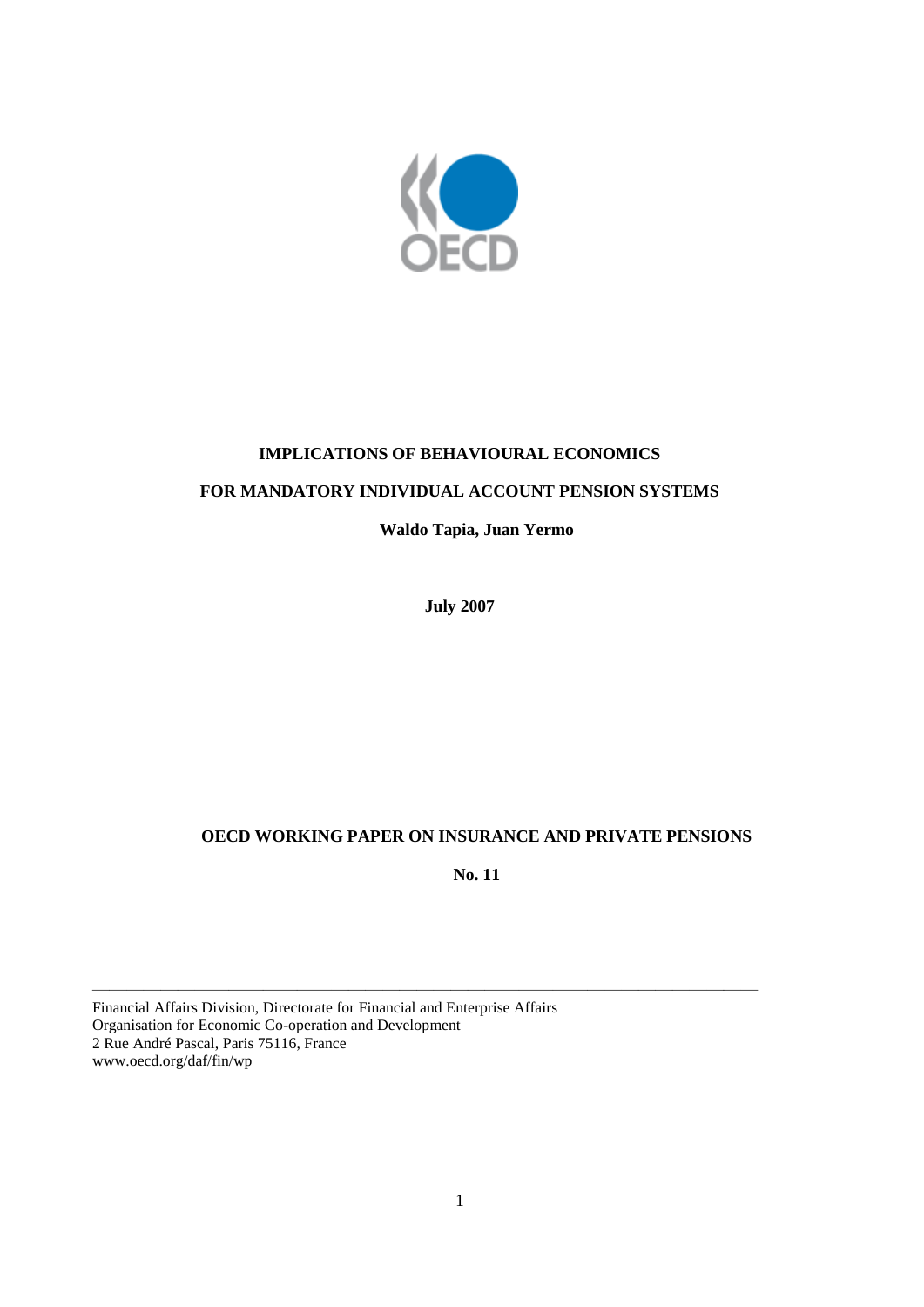**IMPLICATIONS OF BEHAVIOURAL ECONOMICS**

**FOR MANDATORY INDIVIDUAL ACCOUNT PENSION SYSTEMS**

**Waldo Tapia, Juan Yermo**

**July 2007**

**OECD WORKING PAPER ON INSURANCE AND PRIVATE PENSIONS**

**No. 11**

---

Financial Affairs Division, Directorate for Financial and Enterprise Affairs
Organisation for Economic Co-operation and Development
2 Rue André Pascal, Paris 75116, France
www.oecd.org/daf/fin/wp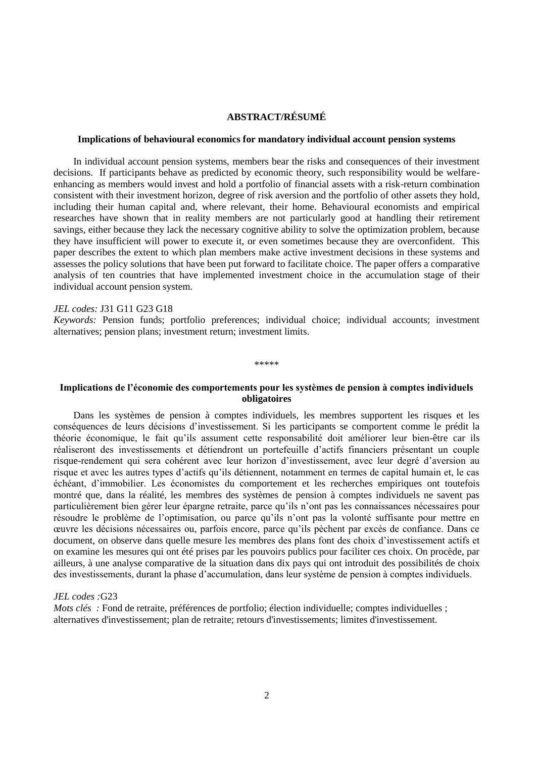**ABSTRACT/RÉSUMÉ**

**Implications of behavioural economics for mandatory individual account pension systems**

In individual account pension systems, members bear the risks and consequences of their investment decisions. If participants behave as predicted by economic theory, such responsibility would be welfare-enhancing as members would invest and hold a portfolio of financial assets with a risk-return combination consistent with their investment horizon, degree of risk aversion and the portfolio of other assets they hold, including their human capital and, where relevant, their home. Behavioural economists and empirical researches have shown that in reality members are not particularly good at handling their retirement savings, either because they lack the necessary cognitive ability to solve the optimization problem, because they have insufficient will power to execute it, or even sometimes because they are overconfident. This paper describes the extent to which plan members make active investment decisions in these systems and assesses the policy solutions that have been put forward to facilitate choice. The paper offers a comparative analysis of ten countries that have implemented investment choice in the accumulation stage of their individual account pension system.

*JEL codes:* J31 G11 G23 G18

*Keywords:* Pension funds; portfolio preferences; individual choice; individual accounts; investment alternatives; pension plans; investment return; investment limits.

\*\*\*\*\*

**Implications de l'économie des comportements pour les systèmes de pension à comptes individuels obligatoires**

Dans les systèmes de pension à comptes individuels, les membres supportent les risques et les conséquences de leurs décisions d'investissement. Si les participants se comportent comme le prédit la théorie économique, le fait qu'ils assument cette responsabilité doit améliorer leur bien-être car ils réaliseront des investissements et détiendront un portefeuille d'actifs financiers présentant un couple risque-rendement qui sera cohérent avec leur horizon d'investissement, avec leur degré d'aversion au risque et avec les autres types d'actifs qu'ils détiennent, notamment en termes de capital humain et, le cas échéant, d'immobilier. Les économistes du comportement et les recherches empiriques ont toutefois montré que, dans la réalité, les membres des systèmes de pension à comptes individuels ne savent pas particulièrement bien gérer leur épargne retraite, parce qu'ils n'ont pas les connaissances nécessaires pour résoudre le problème de l'optimisation, ou parce qu'ils n'ont pas la volonté suffisante pour mettre en œuvre les décisions nécessaires ou, parfois encore, parce qu'ils pèchent par excès de confiance. Dans ce document, on observe dans quelle mesure les membres des plans font des choix d'investissement actifs et on examine les mesures qui ont été prises par les pouvoirs publics pour faciliter ces choix. On procède, par ailleurs, à une analyse comparative de la situation dans dix pays qui ont introduit des possibilités de choix des investissements, durant la phase d'accumulation, dans leur système de pension à comptes individuels.

*JEL codes :*G23

*Mots clés :* Fond de retraite, préférences de portfolio; élection individuelle; comptes individuelles ; alternatives d'investissement; plan de retraite; retours d'investissements; limites d'investissement.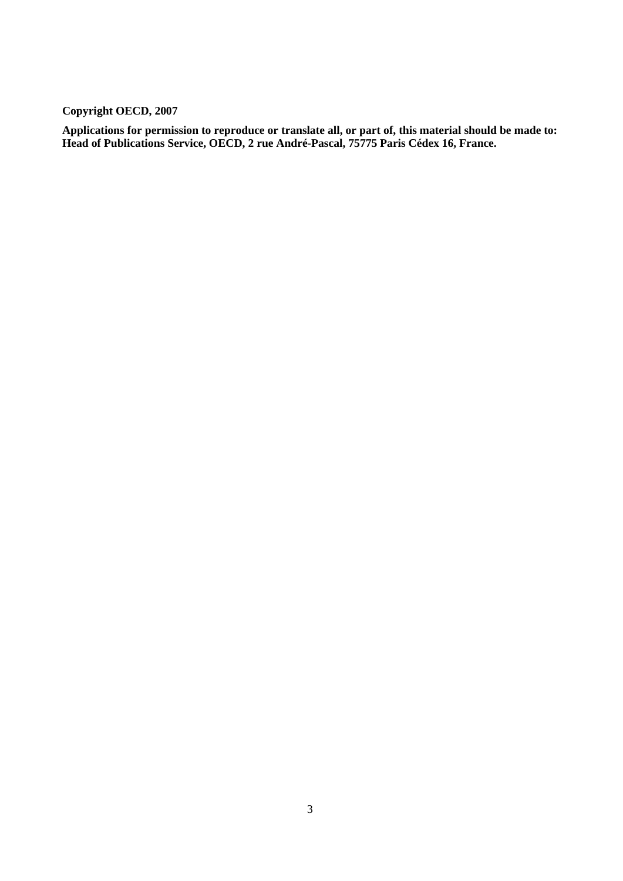**Copyright OECD, 2007**

**Applications for permission to reproduce or translate all, or part of, this material should be made to: Head of Publications Service, OECD, 2 rue André-Pascal, 75775 Paris Cédex 16, France.**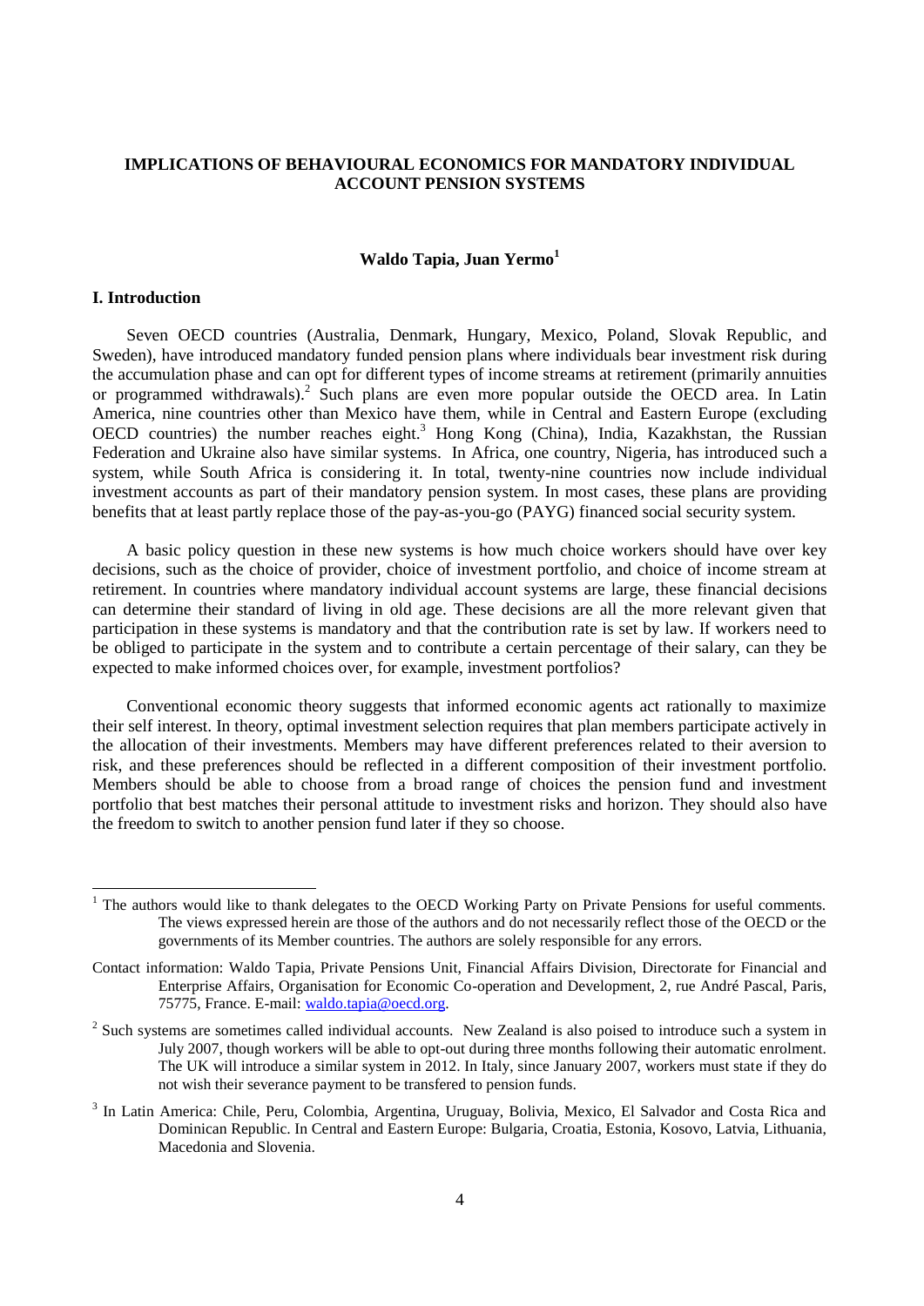# IMPLICATIONS OF BEHAVIOURAL ECONOMICS FOR MANDATORY INDIVIDUAL ACCOUNT PENSION SYSTEMS

**Waldo Tapia, Juan Yermo[1]**

## I. Introduction

Seven OECD countries (Australia, Denmark, Hungary, Mexico, Poland, Slovak Republic, and Sweden), have introduced mandatory funded pension plans where individuals bear investment risk during the accumulation phase and can opt for different types of income streams at retirement (primarily annuities or programmed withdrawals).[2] Such plans are even more popular outside the OECD area. In Latin America, nine countries other than Mexico have them, while in Central and Eastern Europe (excluding OECD countries) the number reaches eight.[3] Hong Kong (China), India, Kazakhstan, the Russian Federation and Ukraine also have similar systems. In Africa, one country, Nigeria, has introduced such a system, while South Africa is considering it. In total, twenty-nine countries now include individual investment accounts as part of their mandatory pension system. In most cases, these plans are providing benefits that at least partly replace those of the pay-as-you-go (PAYG) financed social security system.

A basic policy question in these new systems is how much choice workers should have over key decisions, such as the choice of provider, choice of investment portfolio, and choice of income stream at retirement. In countries where mandatory individual account systems are large, these financial decisions can determine their standard of living in old age. These decisions are all the more relevant given that participation in these systems is mandatory and that the contribution rate is set by law. If workers need to be obliged to participate in the system and to contribute a certain percentage of their salary, can they be expected to make informed choices over, for example, investment portfolios?

Conventional economic theory suggests that informed economic agents act rationally to maximize their self interest. In theory, optimal investment selection requires that plan members participate actively in the allocation of their investments. Members may have different preferences related to their aversion to risk, and these preferences should be reflected in a different composition of their investment portfolio. Members should be able to choose from a broad range of choices the pension fund and investment portfolio that best matches their personal attitude to investment risks and horizon. They should also have the freedom to switch to another pension fund later if they so choose.

---

[1] The authors would like to thank delegates to the OECD Working Party on Private Pensions for useful comments. The views expressed herein are those of the authors and do not necessarily reflect those of the OECD or the governments of its Member countries. The authors are solely responsible for any errors.

Contact information: Waldo Tapia, Private Pensions Unit, Financial Affairs Division, Directorate for Financial and Enterprise Affairs, Organisation for Economic Co-operation and Development, 2, rue André Pascal, Paris, 75775, France. E-mail: waldo.tapia@oecd.org.

[2] Such systems are sometimes called individual accounts. New Zealand is also poised to introduce such a system in July 2007, though workers will be able to opt-out during three months following their automatic enrolment. The UK will introduce a similar system in 2012. In Italy, since January 2007, workers must state if they do not wish their severance payment to be transfered to pension funds.

[3] In Latin America: Chile, Peru, Colombia, Argentina, Uruguay, Bolivia, Mexico, El Salvador and Costa Rica and Dominican Republic. In Central and Eastern Europe: Bulgaria, Croatia, Estonia, Kosovo, Latvia, Lithuania, Macedonia and Slovenia.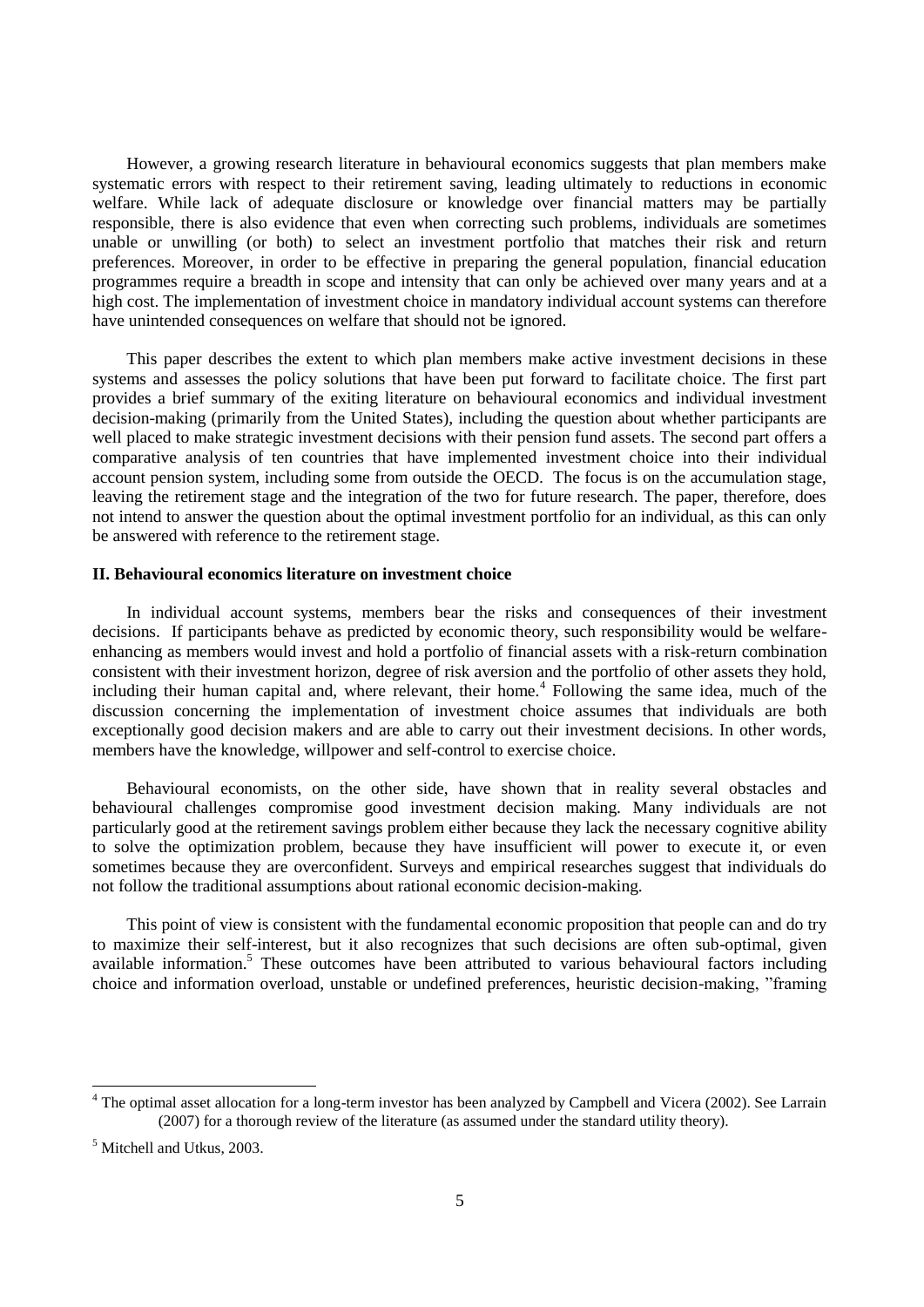However, a growing research literature in behavioural economics suggests that plan members make systematic errors with respect to their retirement saving, leading ultimately to reductions in economic welfare. While lack of adequate disclosure or knowledge over financial matters may be partially responsible, there is also evidence that even when correcting such problems, individuals are sometimes unable or unwilling (or both) to select an investment portfolio that matches their risk and return preferences. Moreover, in order to be effective in preparing the general population, financial education programmes require a breadth in scope and intensity that can only be achieved over many years and at a high cost. The implementation of investment choice in mandatory individual account systems can therefore have unintended consequences on welfare that should not be ignored.

This paper describes the extent to which plan members make active investment decisions in these systems and assesses the policy solutions that have been put forward to facilitate choice. The first part provides a brief summary of the exiting literature on behavioural economics and individual investment decision-making (primarily from the United States), including the question about whether participants are well placed to make strategic investment decisions with their pension fund assets. The second part offers a comparative analysis of ten countries that have implemented investment choice into their individual account pension system, including some from outside the OECD. The focus is on the accumulation stage, leaving the retirement stage and the integration of the two for future research. The paper, therefore, does not intend to answer the question about the optimal investment portfolio for an individual, as this can only be answered with reference to the retirement stage.

## II. Behavioural economics literature on investment choice

In individual account systems, members bear the risks and consequences of their investment decisions. If participants behave as predicted by economic theory, such responsibility would be welfare-enhancing as members would invest and hold a portfolio of financial assets with a risk-return combination consistent with their investment horizon, degree of risk aversion and the portfolio of other assets they hold, including their human capital and, where relevant, their home.[4] Following the same idea, much of the discussion concerning the implementation of investment choice assumes that individuals are both exceptionally good decision makers and are able to carry out their investment decisions. In other words, members have the knowledge, willpower and self-control to exercise choice.

Behavioural economists, on the other side, have shown that in reality several obstacles and behavioural challenges compromise good investment decision making. Many individuals are not particularly good at the retirement savings problem either because they lack the necessary cognitive ability to solve the optimization problem, because they have insufficient will power to execute it, or even sometimes because they are overconfident. Surveys and empirical researches suggest that individuals do not follow the traditional assumptions about rational economic decision-making.

This point of view is consistent with the fundamental economic proposition that people can and do try to maximize their self-interest, but it also recognizes that such decisions are often sub-optimal, given available information.[5] These outcomes have been attributed to various behavioural factors including choice and information overload, unstable or undefined preferences, heuristic decision-making, "framing

---

[4] The optimal asset allocation for a long-term investor has been analyzed by Campbell and Vicera (2002). See Larrain (2007) for a thorough review of the literature (as assumed under the standard utility theory).

[5] Mitchell and Utkus, 2003.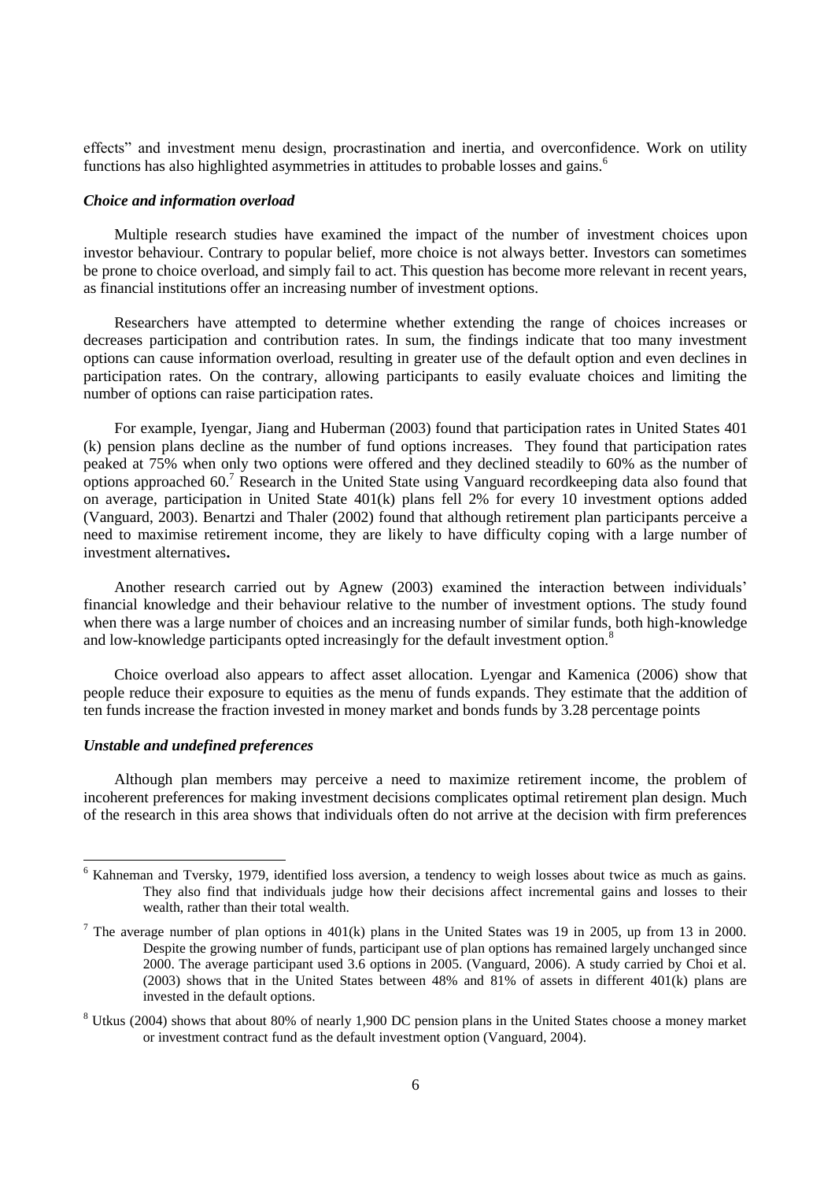effects" and investment menu design, procrastination and inertia, and overconfidence. Work on utility functions has also highlighted asymmetries in attitudes to probable losses and gains.[6]

### *Choice and information overload*

Multiple research studies have examined the impact of the number of investment choices upon investor behaviour. Contrary to popular belief, more choice is not always better. Investors can sometimes be prone to choice overload, and simply fail to act. This question has become more relevant in recent years, as financial institutions offer an increasing number of investment options.

Researchers have attempted to determine whether extending the range of choices increases or decreases participation and contribution rates. In sum, the findings indicate that too many investment options can cause information overload, resulting in greater use of the default option and even declines in participation rates. On the contrary, allowing participants to easily evaluate choices and limiting the number of options can raise participation rates.

For example, Iyengar, Jiang and Huberman (2003) found that participation rates in United States 401 (k) pension plans decline as the number of fund options increases. They found that participation rates peaked at 75% when only two options were offered and they declined steadily to 60% as the number of options approached 60.[7] Research in the United State using Vanguard recordkeeping data also found that on average, participation in United State 401(k) plans fell 2% for every 10 investment options added (Vanguard, 2003). Benartzi and Thaler (2002) found that although retirement plan participants perceive a need to maximise retirement income, they are likely to have difficulty coping with a large number of investment alternatives**.**

Another research carried out by Agnew (2003) examined the interaction between individuals' financial knowledge and their behaviour relative to the number of investment options. The study found when there was a large number of choices and an increasing number of similar funds, both high-knowledge and low-knowledge participants opted increasingly for the default investment option.[8]

Choice overload also appears to affect asset allocation. Lyengar and Kamenica (2006) show that people reduce their exposure to equities as the menu of funds expands. They estimate that the addition of ten funds increase the fraction invested in money market and bonds funds by 3.28 percentage points

### *Unstable and undefined preferences*

Although plan members may perceive a need to maximize retirement income, the problem of incoherent preferences for making investment decisions complicates optimal retirement plan design. Much of the research in this area shows that individuals often do not arrive at the decision with firm preferences

---

[6] Kahneman and Tversky, 1979, identified loss aversion, a tendency to weigh losses about twice as much as gains. They also find that individuals judge how their decisions affect incremental gains and losses to their wealth, rather than their total wealth.

[7] The average number of plan options in 401(k) plans in the United States was 19 in 2005, up from 13 in 2000. Despite the growing number of funds, participant use of plan options has remained largely unchanged since 2000. The average participant used 3.6 options in 2005. (Vanguard, 2006). A study carried by Choi et al. (2003) shows that in the United States between 48% and 81% of assets in different 401(k) plans are invested in the default options.

[8] Utkus (2004) shows that about 80% of nearly 1,900 DC pension plans in the United States choose a money market or investment contract fund as the default investment option (Vanguard, 2004).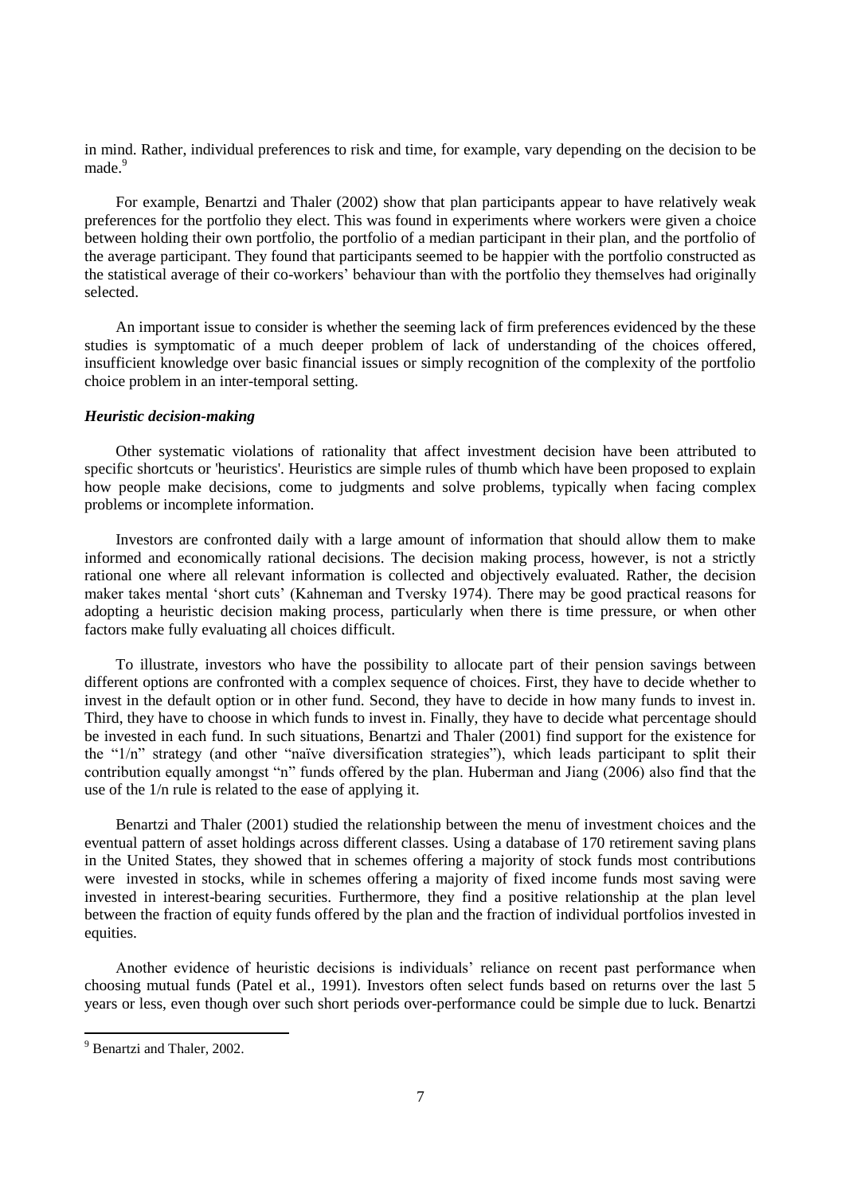in mind. Rather, individual preferences to risk and time, for example, vary depending on the decision to be made.[9]

For example, Benartzi and Thaler (2002) show that plan participants appear to have relatively weak preferences for the portfolio they elect. This was found in experiments where workers were given a choice between holding their own portfolio, the portfolio of a median participant in their plan, and the portfolio of the average participant. They found that participants seemed to be happier with the portfolio constructed as the statistical average of their co-workers' behaviour than with the portfolio they themselves had originally selected.

An important issue to consider is whether the seeming lack of firm preferences evidenced by the these studies is symptomatic of a much deeper problem of lack of understanding of the choices offered, insufficient knowledge over basic financial issues or simply recognition of the complexity of the portfolio choice problem in an inter-temporal setting.

### *Heuristic decision-making*

Other systematic violations of rationality that affect investment decision have been attributed to specific shortcuts or 'heuristics'. Heuristics are simple rules of thumb which have been proposed to explain how people make decisions, come to judgments and solve problems, typically when facing complex problems or incomplete information.

Investors are confronted daily with a large amount of information that should allow them to make informed and economically rational decisions. The decision making process, however, is not a strictly rational one where all relevant information is collected and objectively evaluated. Rather, the decision maker takes mental 'short cuts' (Kahneman and Tversky 1974). There may be good practical reasons for adopting a heuristic decision making process, particularly when there is time pressure, or when other factors make fully evaluating all choices difficult.

To illustrate, investors who have the possibility to allocate part of their pension savings between different options are confronted with a complex sequence of choices. First, they have to decide whether to invest in the default option or in other fund. Second, they have to decide in how many funds to invest in. Third, they have to choose in which funds to invest in. Finally, they have to decide what percentage should be invested in each fund. In such situations, Benartzi and Thaler (2001) find support for the existence for the "1/n" strategy (and other "naïve diversification strategies"), which leads participant to split their contribution equally amongst "n" funds offered by the plan. Huberman and Jiang (2006) also find that the use of the 1/n rule is related to the ease of applying it.

Benartzi and Thaler (2001) studied the relationship between the menu of investment choices and the eventual pattern of asset holdings across different classes. Using a database of 170 retirement saving plans in the United States, they showed that in schemes offering a majority of stock funds most contributions were invested in stocks, while in schemes offering a majority of fixed income funds most saving were invested in interest-bearing securities. Furthermore, they find a positive relationship at the plan level between the fraction of equity funds offered by the plan and the fraction of individual portfolios invested in equities.

Another evidence of heuristic decisions is individuals' reliance on recent past performance when choosing mutual funds (Patel et al., 1991). Investors often select funds based on returns over the last 5 years or less, even though over such short periods over-performance could be simple due to luck. Benartzi

[9] Benartzi and Thaler, 2002.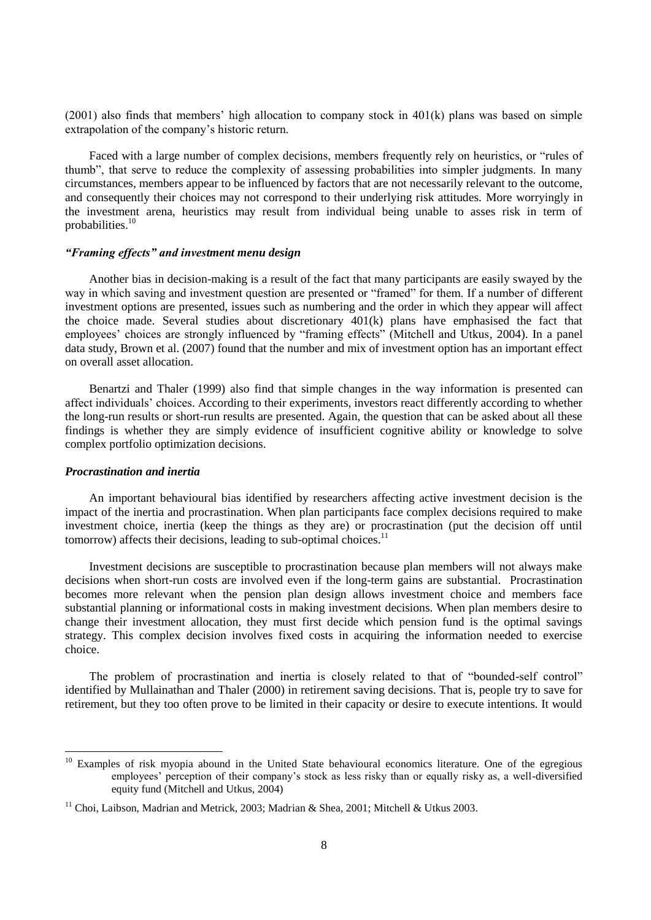(2001) also finds that members' high allocation to company stock in 401(k) plans was based on simple extrapolation of the company's historic return.

Faced with a large number of complex decisions, members frequently rely on heuristics, or "rules of thumb", that serve to reduce the complexity of assessing probabilities into simpler judgments. In many circumstances, members appear to be influenced by factors that are not necessarily relevant to the outcome, and consequently their choices may not correspond to their underlying risk attitudes. More worryingly in the investment arena, heuristics may result from individual being unable to asses risk in term of probabilities.[10]

### *"Framing effects" and investment menu design*

Another bias in decision-making is a result of the fact that many participants are easily swayed by the way in which saving and investment question are presented or "framed" for them. If a number of different investment options are presented, issues such as numbering and the order in which they appear will affect the choice made. Several studies about discretionary 401(k) plans have emphasised the fact that employees' choices are strongly influenced by "framing effects" (Mitchell and Utkus, 2004). In a panel data study, Brown et al. (2007) found that the number and mix of investment option has an important effect on overall asset allocation.

Benartzi and Thaler (1999) also find that simple changes in the way information is presented can affect individuals' choices. According to their experiments, investors react differently according to whether the long-run results or short-run results are presented. Again, the question that can be asked about all these findings is whether they are simply evidence of insufficient cognitive ability or knowledge to solve complex portfolio optimization decisions.

### ***Procrastination and inertia***

An important behavioural bias identified by researchers affecting active investment decision is the impact of the inertia and procrastination. When plan participants face complex decisions required to make investment choice, inertia (keep the things as they are) or procrastination (put the decision off until tomorrow) affects their decisions, leading to sub-optimal choices.[11]

Investment decisions are susceptible to procrastination because plan members will not always make decisions when short-run costs are involved even if the long-term gains are substantial. Procrastination becomes more relevant when the pension plan design allows investment choice and members face substantial planning or informational costs in making investment decisions. When plan members desire to change their investment allocation, they must first decide which pension fund is the optimal savings strategy. This complex decision involves fixed costs in acquiring the information needed to exercise choice.

The problem of procrastination and inertia is closely related to that of "bounded-self control" identified by Mullainathan and Thaler (2000) in retirement saving decisions. That is, people try to save for retirement, but they too often prove to be limited in their capacity or desire to execute intentions. It would

---

[10] Examples of risk myopia abound in the United State behavioural economics literature. One of the egregious employees' perception of their company's stock as less risky than or equally risky as, a well-diversified equity fund (Mitchell and Utkus, 2004)

[11] Choi, Laibson, Madrian and Metrick, 2003; Madrian & Shea, 2001; Mitchell & Utkus 2003.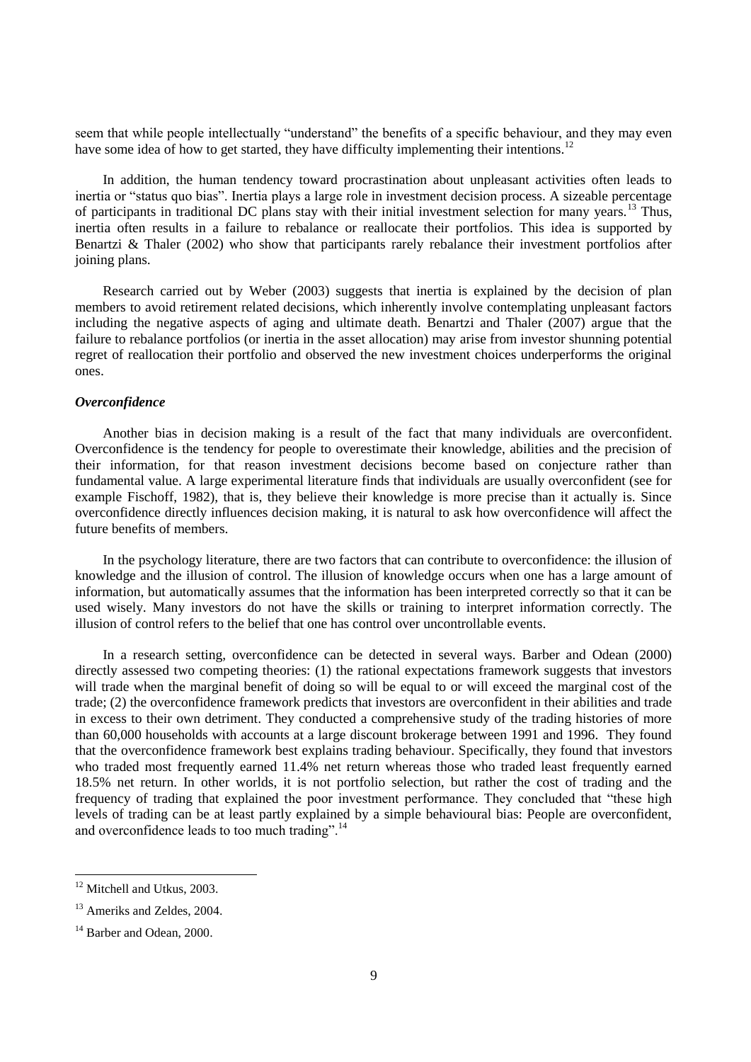seem that while people intellectually "understand" the benefits of a specific behaviour, and they may even have some idea of how to get started, they have difficulty implementing their intentions.[12]

In addition, the human tendency toward procrastination about unpleasant activities often leads to inertia or "status quo bias". Inertia plays a large role in investment decision process. A sizeable percentage of participants in traditional DC plans stay with their initial investment selection for many years.[13] Thus, inertia often results in a failure to rebalance or reallocate their portfolios. This idea is supported by Benartzi & Thaler (2002) who show that participants rarely rebalance their investment portfolios after joining plans.

Research carried out by Weber (2003) suggests that inertia is explained by the decision of plan members to avoid retirement related decisions, which inherently involve contemplating unpleasant factors including the negative aspects of aging and ultimate death. Benartzi and Thaler (2007) argue that the failure to rebalance portfolios (or inertia in the asset allocation) may arise from investor shunning potential regret of reallocation their portfolio and observed the new investment choices underperforms the original ones.

***Overconfidence***

Another bias in decision making is a result of the fact that many individuals are overconfident. Overconfidence is the tendency for people to overestimate their knowledge, abilities and the precision of their information, for that reason investment decisions become based on conjecture rather than fundamental value. A large experimental literature finds that individuals are usually overconfident (see for example Fischoff, 1982), that is, they believe their knowledge is more precise than it actually is. Since overconfidence directly influences decision making, it is natural to ask how overconfidence will affect the future benefits of members.

In the psychology literature, there are two factors that can contribute to overconfidence: the illusion of knowledge and the illusion of control. The illusion of knowledge occurs when one has a large amount of information, but automatically assumes that the information has been interpreted correctly so that it can be used wisely. Many investors do not have the skills or training to interpret information correctly. The illusion of control refers to the belief that one has control over uncontrollable events.

In a research setting, overconfidence can be detected in several ways. Barber and Odean (2000) directly assessed two competing theories: (1) the rational expectations framework suggests that investors will trade when the marginal benefit of doing so will be equal to or will exceed the marginal cost of the trade; (2) the overconfidence framework predicts that investors are overconfident in their abilities and trade in excess to their own detriment. They conducted a comprehensive study of the trading histories of more than 60,000 households with accounts at a large discount brokerage between 1991 and 1996. They found that the overconfidence framework best explains trading behaviour. Specifically, they found that investors who traded most frequently earned 11.4% net return whereas those who traded least frequently earned 18.5% net return. In other worlds, it is not portfolio selection, but rather the cost of trading and the frequency of trading that explained the poor investment performance. They concluded that "these high levels of trading can be at least partly explained by a simple behavioural bias: People are overconfident, and overconfidence leads to too much trading".[14]

---

[12] Mitchell and Utkus, 2003.

[13] Ameriks and Zeldes, 2004.

[14] Barber and Odean, 2000.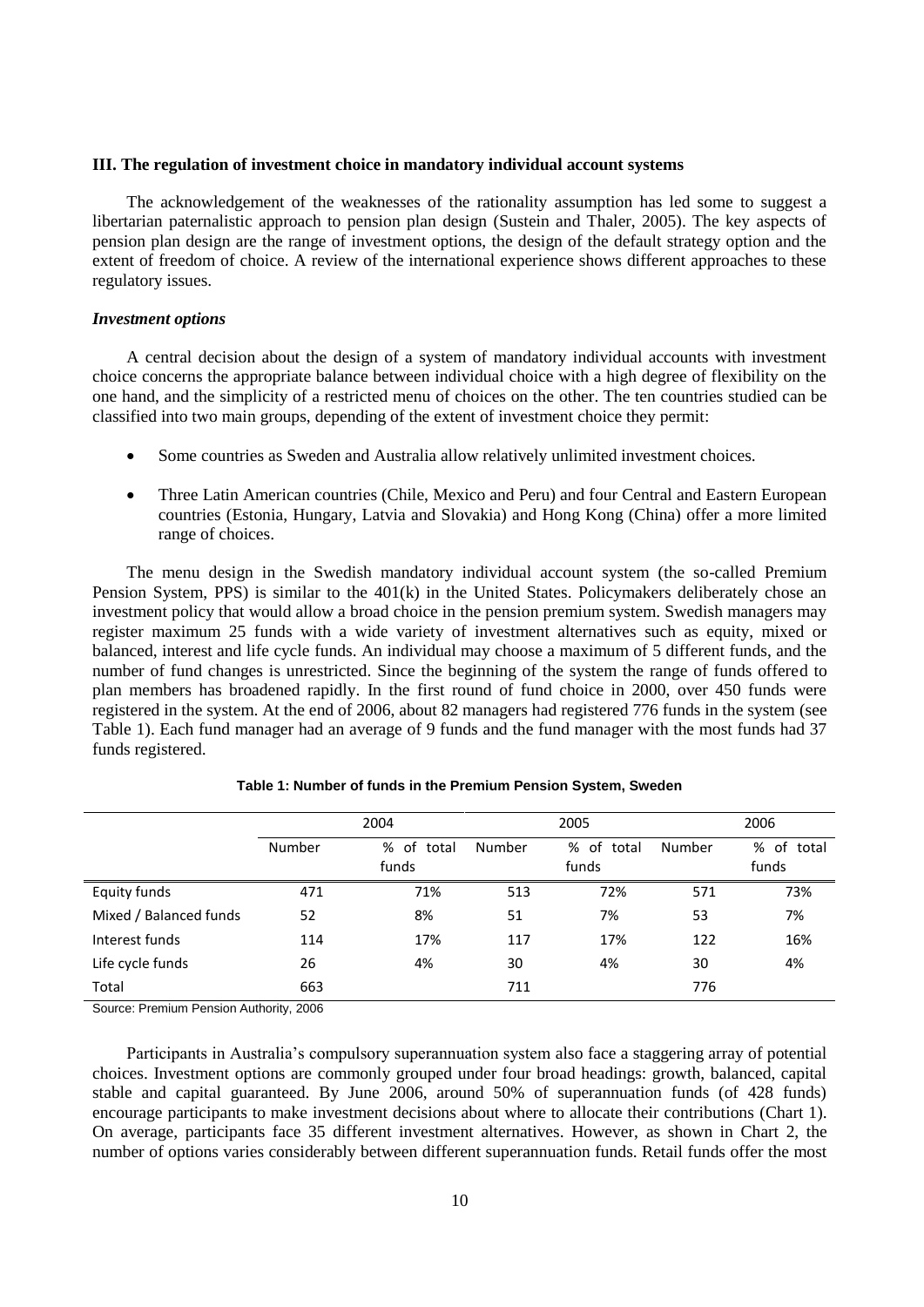### III. The regulation of investment choice in mandatory individual account systems

The acknowledgement of the weaknesses of the rationality assumption has led some to suggest a libertarian paternalistic approach to pension plan design (Sustein and Thaler, 2005). The key aspects of pension plan design are the range of investment options, the design of the default strategy option and the extent of freedom of choice. A review of the international experience shows different approaches to these regulatory issues.

#### *Investment options*

A central decision about the design of a system of mandatory individual accounts with investment choice concerns the appropriate balance between individual choice with a high degree of flexibility on the one hand, and the simplicity of a restricted menu of choices on the other. The ten countries studied can be classified into two main groups, depending of the extent of investment choice they permit:

- Some countries as Sweden and Australia allow relatively unlimited investment choices.
- Three Latin American countries (Chile, Mexico and Peru) and four Central and Eastern European countries (Estonia, Hungary, Latvia and Slovakia) and Hong Kong (China) offer a more limited range of choices.

The menu design in the Swedish mandatory individual account system (the so-called Premium Pension System, PPS) is similar to the 401(k) in the United States. Policymakers deliberately chose an investment policy that would allow a broad choice in the pension premium system. Swedish managers may register maximum 25 funds with a wide variety of investment alternatives such as equity, mixed or balanced, interest and life cycle funds. An individual may choose a maximum of 5 different funds, and the number of fund changes is unrestricted. Since the beginning of the system the range of funds offered to plan members has broadened rapidly. In the first round of fund choice in 2000, over 450 funds were registered in the system. At the end of 2006, about 82 managers had registered 776 funds in the system (see Table 1). Each fund manager had an average of 9 funds and the fund manager with the most funds had 37 funds registered.

**Table 1: Number of funds in the Premium Pension System, Sweden**

| | 2004 | | 2005 | | 2006 | |
|---|---|---|---|---|---|---|
| | Number | % of total funds | Number | % of total funds | Number | % of total funds |
| Equity funds | 471 | 71% | 513 | 72% | 571 | 73% |
| Mixed / Balanced funds | 52 | 8% | 51 | 7% | 53 | 7% |
| Interest funds | 114 | 17% | 117 | 17% | 122 | 16% |
| Life cycle funds | 26 | 4% | 30 | 4% | 30 | 4% |
| Total | 663 | | 711 | | 776 | |

Source: Premium Pension Authority, 2006

Participants in Australia's compulsory superannuation system also face a staggering array of potential choices. Investment options are commonly grouped under four broad headings: growth, balanced, capital stable and capital guaranteed. By June 2006, around 50% of superannuation funds (of 428 funds) encourage participants to make investment decisions about where to allocate their contributions (Chart 1). On average, participants face 35 different investment alternatives. However, as shown in Chart 2, the number of options varies considerably between different superannuation funds. Retail funds offer the most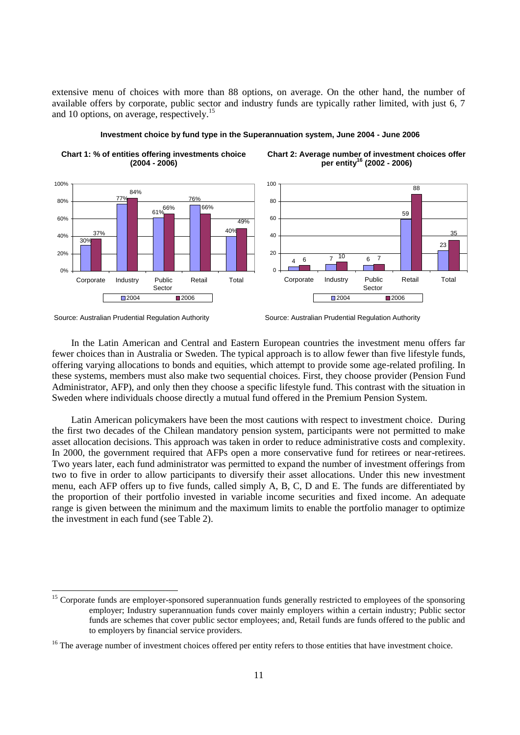extensive menu of choices with more than 88 options, on average. On the other hand, the number of available offers by corporate, public sector and industry funds are typically rather limited, with just 6, 7 and 10 options, on average, respectively.[15]

**Investment choice by fund type in the Superannuation system, June 2004 - June 2006**

**Chart 1: % of entities offering investments choice (2004 - 2006)**

| | 2004 | 2006 |
|---|---|---|
| Corporate | 30% | 37% |
| Industry | 77% | 84% |
| Public Sector | 61% | 66% |
| Retail | 76% | 66% |
| Total | 40% | 49% |

Source: Australian Prudential Regulation Authority

**Chart 2: Average number of investment choices offer per entity[16] (2002 - 2006)**

| | 2004 | 2006 |
|---|---|---|
| Corporate | 4 | 6 |
| Industry | 7 | 10 |
| Public Sector | 6 | 7 |
| Retail | 59 | 88 |
| Total | 23 | 35 |

Source: Australian Prudential Regulation Authority

In the Latin American and Central and Eastern European countries the investment menu offers far fewer choices than in Australia or Sweden. The typical approach is to allow fewer than five lifestyle funds, offering varying allocations to bonds and equities, which attempt to provide some age-related profiling. In these systems, members must also make two sequential choices. First, they choose provider (Pension Fund Administrator, AFP), and only then they choose a specific lifestyle fund. This contrast with the situation in Sweden where individuals choose directly a mutual fund offered in the Premium Pension System.

Latin American policymakers have been the most cautions with respect to investment choice. During the first two decades of the Chilean mandatory pension system, participants were not permitted to make asset allocation decisions. This approach was taken in order to reduce administrative costs and complexity. In 2000, the government required that AFPs open a more conservative fund for retirees or near-retirees. Two years later, each fund administrator was permitted to expand the number of investment offerings from two to five in order to allow participants to diversify their asset allocations. Under this new investment menu, each AFP offers up to five funds, called simply A, B, C, D and E. The funds are differentiated by the proportion of their portfolio invested in variable income securities and fixed income. An adequate range is given between the minimum and the maximum limits to enable the portfolio manager to optimize the investment in each fund (see Table 2).

---

[15] Corporate funds are employer-sponsored superannuation funds generally restricted to employees of the sponsoring employer; Industry superannuation funds cover mainly employers within a certain industry; Public sector funds are schemes that cover public sector employees; and, Retail funds are funds offered to the public and to employers by financial service providers.

[16] The average number of investment choices offered per entity refers to those entities that have investment choice.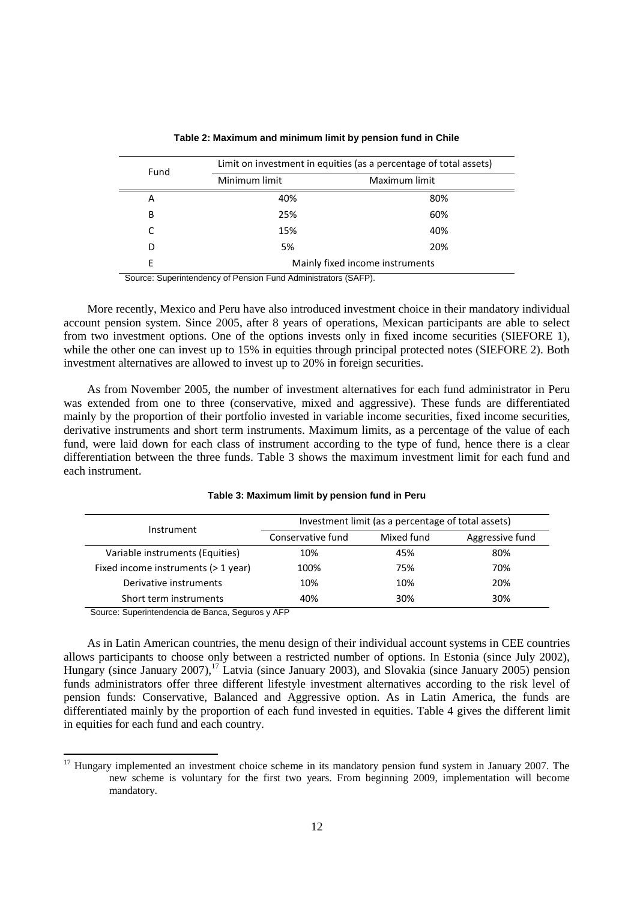**Table 2: Maximum and minimum limit by pension fund in Chile**

| Fund | Limit on investment in equities (as a percentage of total assets) | |
|---|---|---|
| | Minimum limit | Maximum limit |
| A | 40% | 80% |
| B | 25% | 60% |
| C | 15% | 40% |
| D | 5% | 20% |
| E | Mainly fixed income instruments | |

Source: Superintendency of Pension Fund Administrators (SAFP).

More recently, Mexico and Peru have also introduced investment choice in their mandatory individual account pension system. Since 2005, after 8 years of operations, Mexican participants are able to select from two investment options. One of the options invests only in fixed income securities (SIEFORE 1), while the other one can invest up to 15% in equities through principal protected notes (SIEFORE 2). Both investment alternatives are allowed to invest up to 20% in foreign securities.

As from November 2005, the number of investment alternatives for each fund administrator in Peru was extended from one to three (conservative, mixed and aggressive). These funds are differentiated mainly by the proportion of their portfolio invested in variable income securities, fixed income securities, derivative instruments and short term instruments. Maximum limits, as a percentage of the value of each fund, were laid down for each class of instrument according to the type of fund, hence there is a clear differentiation between the three funds. Table 3 shows the maximum investment limit for each fund and each instrument.

**Table 3: Maximum limit by pension fund in Peru**

| Instrument | Investment limit (as a percentage of total assets) | | |
|---|---|---|---|
| | Conservative fund | Mixed fund | Aggressive fund |
| Variable instruments (Equities) | 10% | 45% | 80% |
| Fixed income instruments (> 1 year) | 100% | 75% | 70% |
| Derivative instruments | 10% | 10% | 20% |
| Short term instruments | 40% | 30% | 30% |

Source: Superintendencia de Banca, Seguros y AFP

As in Latin American countries, the menu design of their individual account systems in CEE countries allows participants to choose only between a restricted number of options. In Estonia (since July 2002), Hungary (since January 2007),[17] Latvia (since January 2003), and Slovakia (since January 2005) pension funds administrators offer three different lifestyle investment alternatives according to the risk level of pension funds: Conservative, Balanced and Aggressive option. As in Latin America, the funds are differentiated mainly by the proportion of each fund invested in equities. Table 4 gives the different limit in equities for each fund and each country.

[17] Hungary implemented an investment choice scheme in its mandatory pension fund system in January 2007. The new scheme is voluntary for the first two years. From beginning 2009, implementation will become mandatory.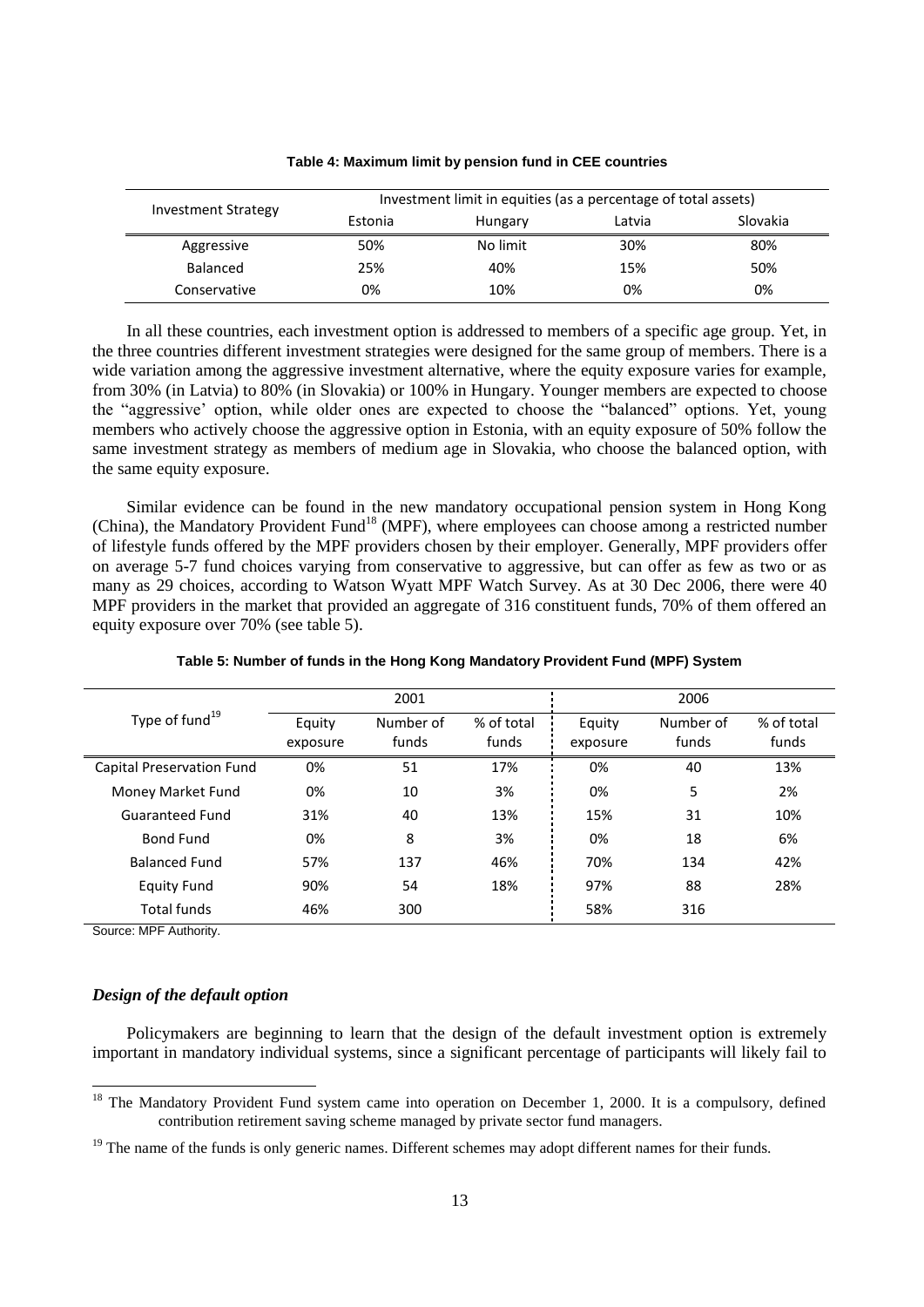**Table 4: Maximum limit by pension fund in CEE countries**

| Investment Strategy | Investment limit in equities (as a percentage of total assets) | | | |
|---|---|---|---|---|
| | Estonia | Hungary | Latvia | Slovakia |
| Aggressive | 50% | No limit | 30% | 80% |
| Balanced | 25% | 40% | 15% | 50% |
| Conservative | 0% | 10% | 0% | 0% |

In all these countries, each investment option is addressed to members of a specific age group. Yet, in the three countries different investment strategies were designed for the same group of members. There is a wide variation among the aggressive investment alternative, where the equity exposure varies for example, from 30% (in Latvia) to 80% (in Slovakia) or 100% in Hungary. Younger members are expected to choose the "aggressive' option, while older ones are expected to choose the "balanced" options. Yet, young members who actively choose the aggressive option in Estonia, with an equity exposure of 50% follow the same investment strategy as members of medium age in Slovakia, who choose the balanced option, with the same equity exposure.

Similar evidence can be found in the new mandatory occupational pension system in Hong Kong (China), the Mandatory Provident Fund[18] (MPF), where employees can choose among a restricted number of lifestyle funds offered by the MPF providers chosen by their employer. Generally, MPF providers offer on average 5-7 fund choices varying from conservative to aggressive, but can offer as few as two or as many as 29 choices, according to Watson Wyatt MPF Watch Survey. As at 30 Dec 2006, there were 40 MPF providers in the market that provided an aggregate of 316 constituent funds, 70% of them offered an equity exposure over 70% (see table 5).

**Table 5: Number of funds in the Hong Kong Mandatory Provident Fund (MPF) System**

| Type of fund[19] | 2001 | | | 2006 | | |
|---|---|---|---|---|---|---|
| | Equity exposure | Number of funds | % of total funds | Equity exposure | Number of funds | % of total funds |
| Capital Preservation Fund | 0% | 51 | 17% | 0% | 40 | 13% |
| Money Market Fund | 0% | 10 | 3% | 0% | 5 | 2% |
| Guaranteed Fund | 31% | 40 | 13% | 15% | 31 | 10% |
| Bond Fund | 0% | 8 | 3% | 0% | 18 | 6% |
| Balanced Fund | 57% | 137 | 46% | 70% | 134 | 42% |
| Equity Fund | 90% | 54 | 18% | 97% | 88 | 28% |
| Total funds | 46% | 300 | | 58% | 316 | |

Source: MPF Authority.

### *Design of the default option*

Policymakers are beginning to learn that the design of the default investment option is extremely important in mandatory individual systems, since a significant percentage of participants will likely fail to

---

[18] The Mandatory Provident Fund system came into operation on December 1, 2000. It is a compulsory, defined contribution retirement saving scheme managed by private sector fund managers.

[19] The name of the funds is only generic names. Different schemes may adopt different names for their funds.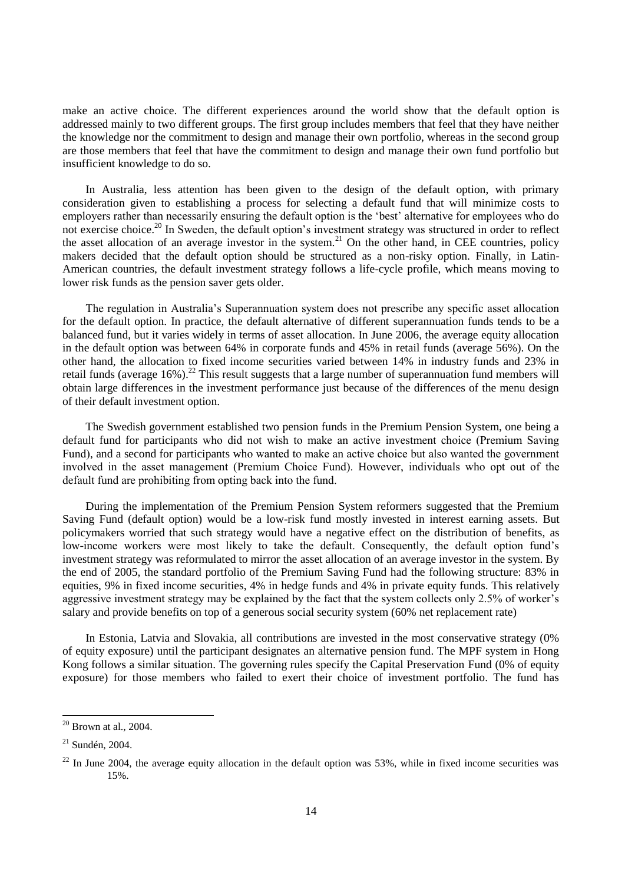make an active choice. The different experiences around the world show that the default option is addressed mainly to two different groups. The first group includes members that feel that they have neither the knowledge nor the commitment to design and manage their own portfolio, whereas in the second group are those members that feel that have the commitment to design and manage their own fund portfolio but insufficient knowledge to do so.

In Australia, less attention has been given to the design of the default option, with primary consideration given to establishing a process for selecting a default fund that will minimize costs to employers rather than necessarily ensuring the default option is the 'best' alternative for employees who do not exercise choice.[20] In Sweden, the default option's investment strategy was structured in order to reflect the asset allocation of an average investor in the system.[21] On the other hand, in CEE countries, policy makers decided that the default option should be structured as a non-risky option. Finally, in Latin-American countries, the default investment strategy follows a life-cycle profile, which means moving to lower risk funds as the pension saver gets older.

The regulation in Australia's Superannuation system does not prescribe any specific asset allocation for the default option. In practice, the default alternative of different superannuation funds tends to be a balanced fund, but it varies widely in terms of asset allocation. In June 2006, the average equity allocation in the default option was between 64% in corporate funds and 45% in retail funds (average 56%). On the other hand, the allocation to fixed income securities varied between 14% in industry funds and 23% in retail funds (average 16%).[22] This result suggests that a large number of superannuation fund members will obtain large differences in the investment performance just because of the differences of the menu design of their default investment option.

The Swedish government established two pension funds in the Premium Pension System, one being a default fund for participants who did not wish to make an active investment choice (Premium Saving Fund), and a second for participants who wanted to make an active choice but also wanted the government involved in the asset management (Premium Choice Fund). However, individuals who opt out of the default fund are prohibiting from opting back into the fund.

During the implementation of the Premium Pension System reformers suggested that the Premium Saving Fund (default option) would be a low-risk fund mostly invested in interest earning assets. But policymakers worried that such strategy would have a negative effect on the distribution of benefits, as low-income workers were most likely to take the default. Consequently, the default option fund's investment strategy was reformulated to mirror the asset allocation of an average investor in the system. By the end of 2005, the standard portfolio of the Premium Saving Fund had the following structure: 83% in equities, 9% in fixed income securities, 4% in hedge funds and 4% in private equity funds. This relatively aggressive investment strategy may be explained by the fact that the system collects only 2.5% of worker's salary and provide benefits on top of a generous social security system (60% net replacement rate)

In Estonia, Latvia and Slovakia, all contributions are invested in the most conservative strategy (0% of equity exposure) until the participant designates an alternative pension fund. The MPF system in Hong Kong follows a similar situation. The governing rules specify the Capital Preservation Fund (0% of equity exposure) for those members who failed to exert their choice of investment portfolio. The fund has

---

[20] Brown at al., 2004.

[21] Sundén, 2004.

[22] In June 2004, the average equity allocation in the default option was 53%, while in fixed income securities was 15%.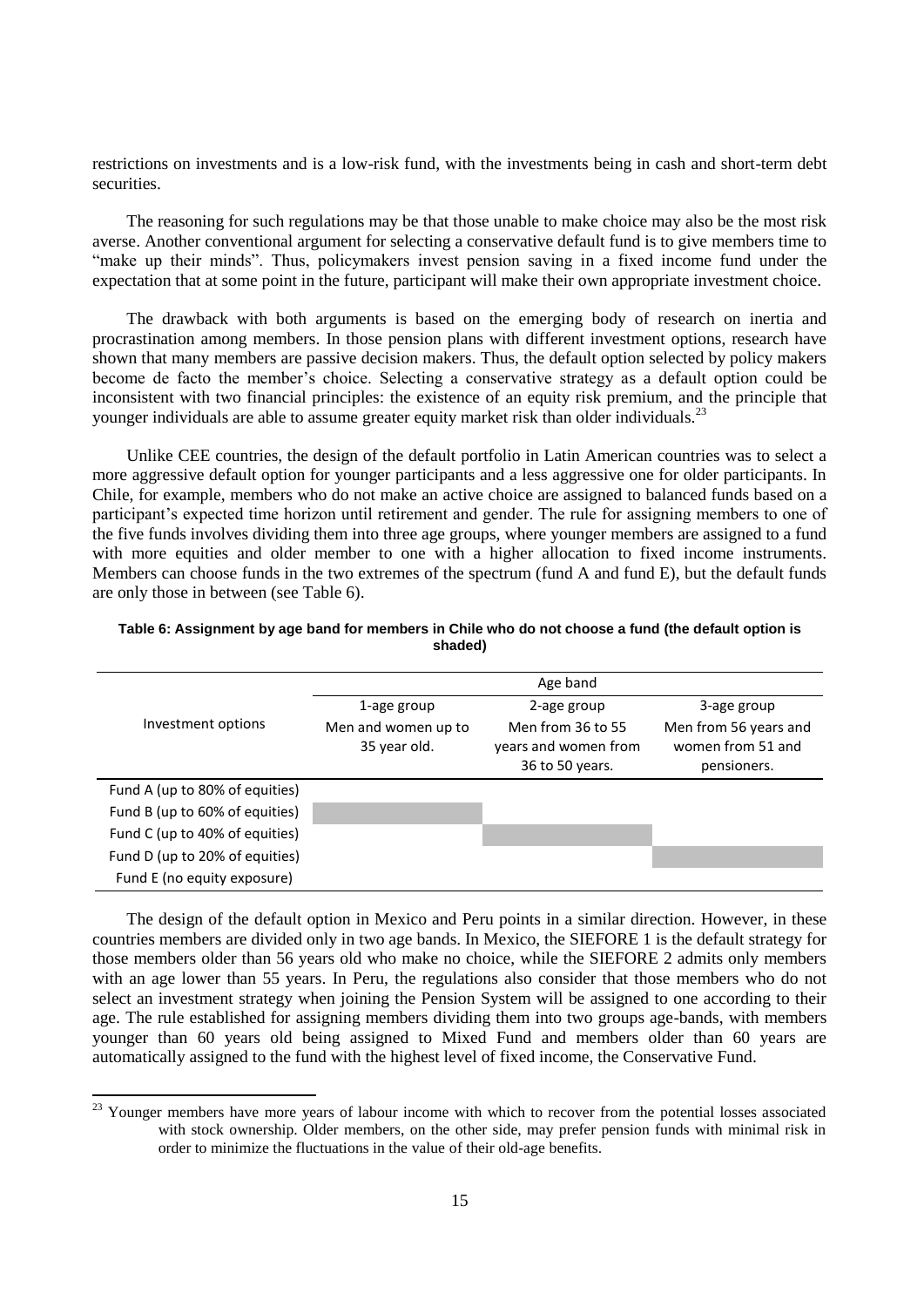restrictions on investments and is a low-risk fund, with the investments being in cash and short-term debt securities.

The reasoning for such regulations may be that those unable to make choice may also be the most risk averse. Another conventional argument for selecting a conservative default fund is to give members time to "make up their minds". Thus, policymakers invest pension saving in a fixed income fund under the expectation that at some point in the future, participant will make their own appropriate investment choice.

The drawback with both arguments is based on the emerging body of research on inertia and procrastination among members. In those pension plans with different investment options, research have shown that many members are passive decision makers. Thus, the default option selected by policy makers become de facto the member's choice. Selecting a conservative strategy as a default option could be inconsistent with two financial principles: the existence of an equity risk premium, and the principle that younger individuals are able to assume greater equity market risk than older individuals.[23]

Unlike CEE countries, the design of the default portfolio in Latin American countries was to select a more aggressive default option for younger participants and a less aggressive one for older participants. In Chile, for example, members who do not make an active choice are assigned to balanced funds based on a participant's expected time horizon until retirement and gender. The rule for assigning members to one of the five funds involves dividing them into three age groups, where younger members are assigned to a fund with more equities and older member to one with a higher allocation to fixed income instruments. Members can choose funds in the two extremes of the spectrum (fund A and fund E), but the default funds are only those in between (see Table 6).

**Table 6: Assignment by age band for members in Chile who do not choose a fund (the default option is shaded)**

| Investment options | Age band | | |
|---|---|---|---|
| | 1-age group<br>Men and women up to 35 year old. | 2-age group<br>Men from 36 to 55 years and women from 36 to 50 years. | 3-age group<br>Men from 56 years and women from 51 and pensioners. |
| Fund A (up to 80% of equities) | | | |
| Fund B (up to 60% of equities) | ■ | | |
| Fund C (up to 40% of equities) | | ■ | |
| Fund D (up to 20% of equities) | | | ■ |
| Fund E (no equity exposure) | | | |

The design of the default option in Mexico and Peru points in a similar direction. However, in these countries members are divided only in two age bands. In Mexico, the SIEFORE 1 is the default strategy for those members older than 56 years old who make no choice, while the SIEFORE 2 admits only members with an age lower than 55 years. In Peru, the regulations also consider that those members who do not select an investment strategy when joining the Pension System will be assigned to one according to their age. The rule established for assigning members dividing them into two groups age-bands, with members younger than 60 years old being assigned to Mixed Fund and members older than 60 years are automatically assigned to the fund with the highest level of fixed income, the Conservative Fund.

---

[23] Younger members have more years of labour income with which to recover from the potential losses associated with stock ownership. Older members, on the other side, may prefer pension funds with minimal risk in order to minimize the fluctuations in the value of their old-age benefits.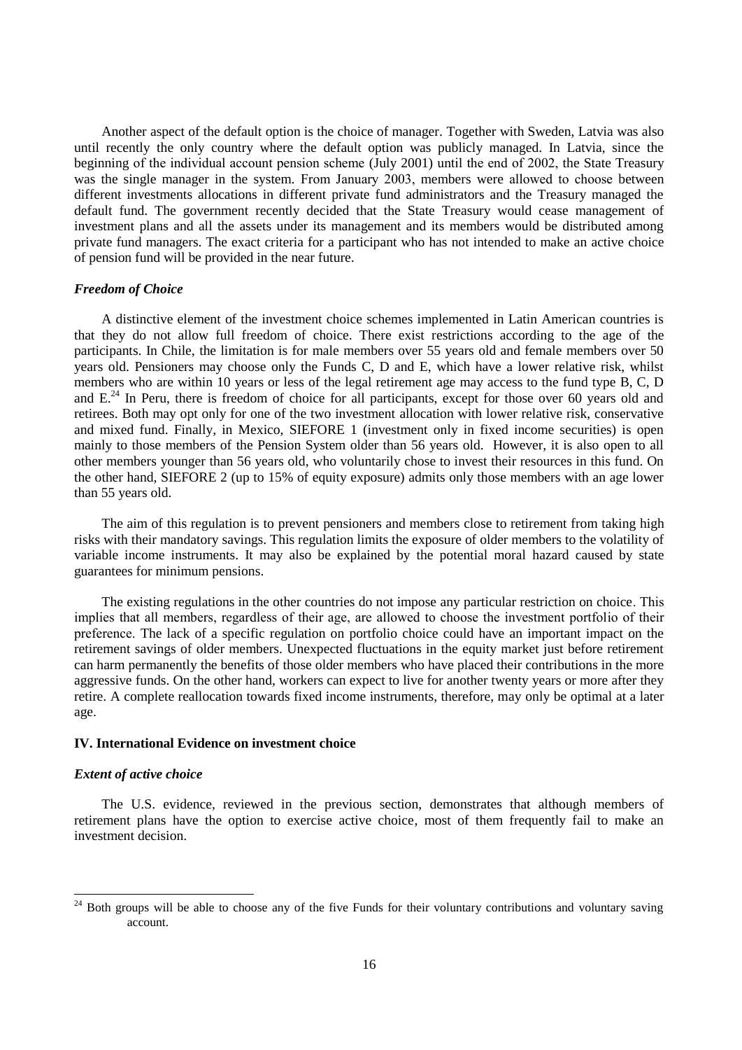Another aspect of the default option is the choice of manager. Together with Sweden, Latvia was also until recently the only country where the default option was publicly managed. In Latvia, since the beginning of the individual account pension scheme (July 2001) until the end of 2002, the State Treasury was the single manager in the system. From January 2003, members were allowed to choose between different investments allocations in different private fund administrators and the Treasury managed the default fund. The government recently decided that the State Treasury would cease management of investment plans and all the assets under its management and its members would be distributed among private fund managers. The exact criteria for a participant who has not intended to make an active choice of pension fund will be provided in the near future.

### *Freedom of Choice*

A distinctive element of the investment choice schemes implemented in Latin American countries is that they do not allow full freedom of choice. There exist restrictions according to the age of the participants. In Chile, the limitation is for male members over 55 years old and female members over 50 years old. Pensioners may choose only the Funds C, D and E, which have a lower relative risk, whilst members who are within 10 years or less of the legal retirement age may access to the fund type B, C, D and E.[24] In Peru, there is freedom of choice for all participants, except for those over 60 years old and retirees. Both may opt only for one of the two investment allocation with lower relative risk, conservative and mixed fund. Finally, in Mexico, SIEFORE 1 (investment only in fixed income securities) is open mainly to those members of the Pension System older than 56 years old. However, it is also open to all other members younger than 56 years old, who voluntarily chose to invest their resources in this fund. On the other hand, SIEFORE 2 (up to 15% of equity exposure) admits only those members with an age lower than 55 years old.

The aim of this regulation is to prevent pensioners and members close to retirement from taking high risks with their mandatory savings. This regulation limits the exposure of older members to the volatility of variable income instruments. It may also be explained by the potential moral hazard caused by state guarantees for minimum pensions.

The existing regulations in the other countries do not impose any particular restriction on choice. This implies that all members, regardless of their age, are allowed to choose the investment portfolio of their preference. The lack of a specific regulation on portfolio choice could have an important impact on the retirement savings of older members. Unexpected fluctuations in the equity market just before retirement can harm permanently the benefits of those older members who have placed their contributions in the more aggressive funds. On the other hand, workers can expect to live for another twenty years or more after they retire. A complete reallocation towards fixed income instruments, therefore, may only be optimal at a later age.

## IV. International Evidence on investment choice

### *Extent of active choice*

The U.S. evidence, reviewed in the previous section, demonstrates that although members of retirement plans have the option to exercise active choice, most of them frequently fail to make an investment decision.

---

[24] Both groups will be able to choose any of the five Funds for their voluntary contributions and voluntary saving account.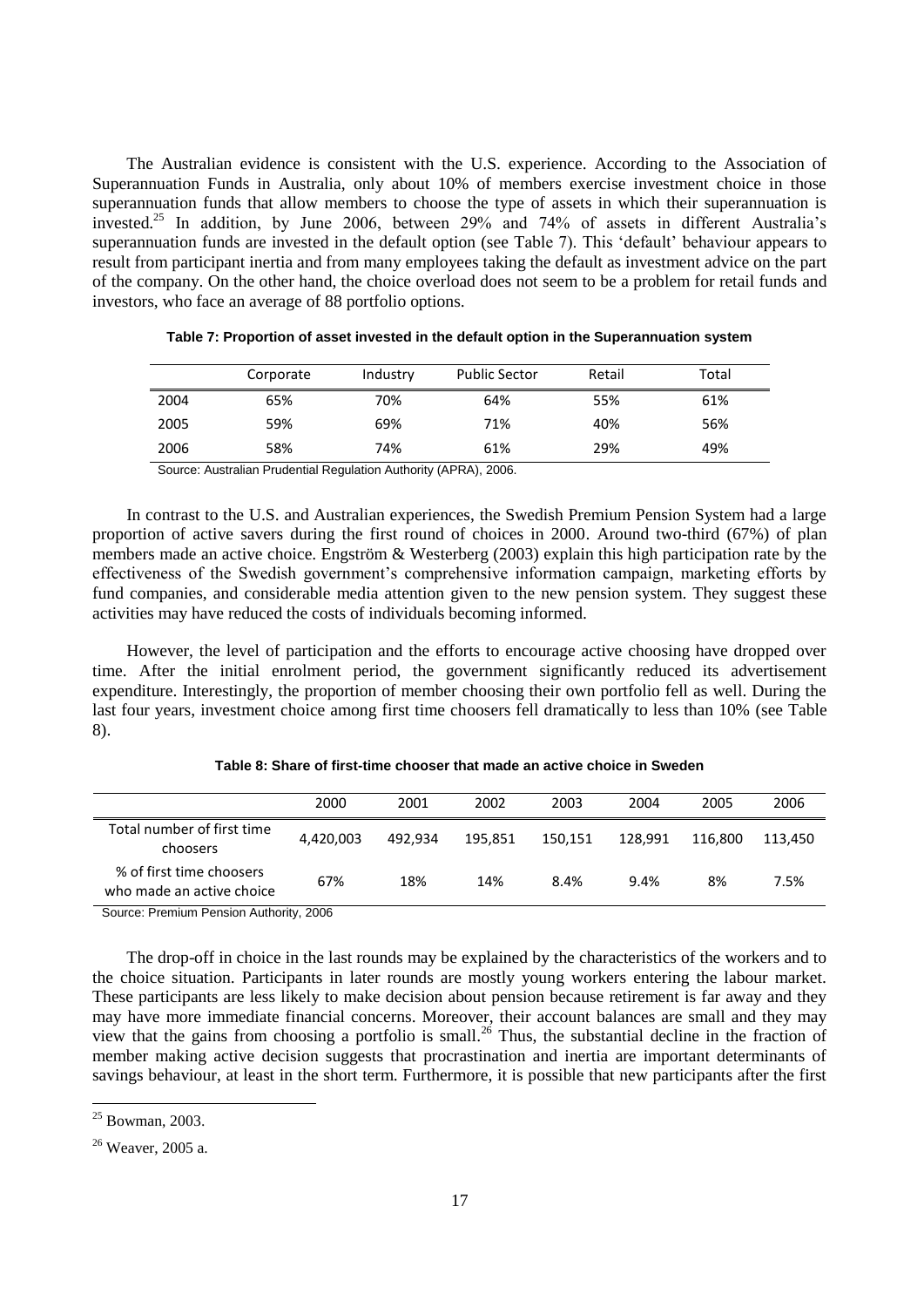The Australian evidence is consistent with the U.S. experience. According to the Association of Superannuation Funds in Australia, only about 10% of members exercise investment choice in those superannuation funds that allow members to choose the type of assets in which their superannuation is invested.[25] In addition, by June 2006, between 29% and 74% of assets in different Australia's superannuation funds are invested in the default option (see Table 7). This 'default' behaviour appears to result from participant inertia and from many employees taking the default as investment advice on the part of the company. On the other hand, the choice overload does not seem to be a problem for retail funds and investors, who face an average of 88 portfolio options.

**Table 7: Proportion of asset invested in the default option in the Superannuation system**

| | Corporate | Industry | Public Sector | Retail | Total |
|---|---|---|---|---|---|
| 2004 | 65% | 70% | 64% | 55% | 61% |
| 2005 | 59% | 69% | 71% | 40% | 56% |
| 2006 | 58% | 74% | 61% | 29% | 49% |

Source: Australian Prudential Regulation Authority (APRA), 2006.

In contrast to the U.S. and Australian experiences, the Swedish Premium Pension System had a large proportion of active savers during the first round of choices in 2000. Around two-third (67%) of plan members made an active choice. Engström & Westerberg (2003) explain this high participation rate by the effectiveness of the Swedish government's comprehensive information campaign, marketing efforts by fund companies, and considerable media attention given to the new pension system. They suggest these activities may have reduced the costs of individuals becoming informed.

However, the level of participation and the efforts to encourage active choosing have dropped over time. After the initial enrolment period, the government significantly reduced its advertisement expenditure. Interestingly, the proportion of member choosing their own portfolio fell as well. During the last four years, investment choice among first time choosers fell dramatically to less than 10% (see Table 8).

**Table 8: Share of first-time chooser that made an active choice in Sweden**

| | 2000 | 2001 | 2002 | 2003 | 2004 | 2005 | 2006 |
|---|---|---|---|---|---|---|---|
| Total number of first time choosers | 4,420,003 | 492,934 | 195,851 | 150,151 | 128,991 | 116,800 | 113,450 |
| % of first time choosers who made an active choice | 67% | 18% | 14% | 8.4% | 9.4% | 8% | 7.5% |

Source: Premium Pension Authority, 2006

The drop-off in choice in the last rounds may be explained by the characteristics of the workers and to the choice situation. Participants in later rounds are mostly young workers entering the labour market. These participants are less likely to make decision about pension because retirement is far away and they may have more immediate financial concerns. Moreover, their account balances are small and they may view that the gains from choosing a portfolio is small.[26] Thus, the substantial decline in the fraction of member making active decision suggests that procrastination and inertia are important determinants of savings behaviour, at least in the short term. Furthermore, it is possible that new participants after the first

---

[25] Bowman, 2003.

[26] Weaver, 2005 a.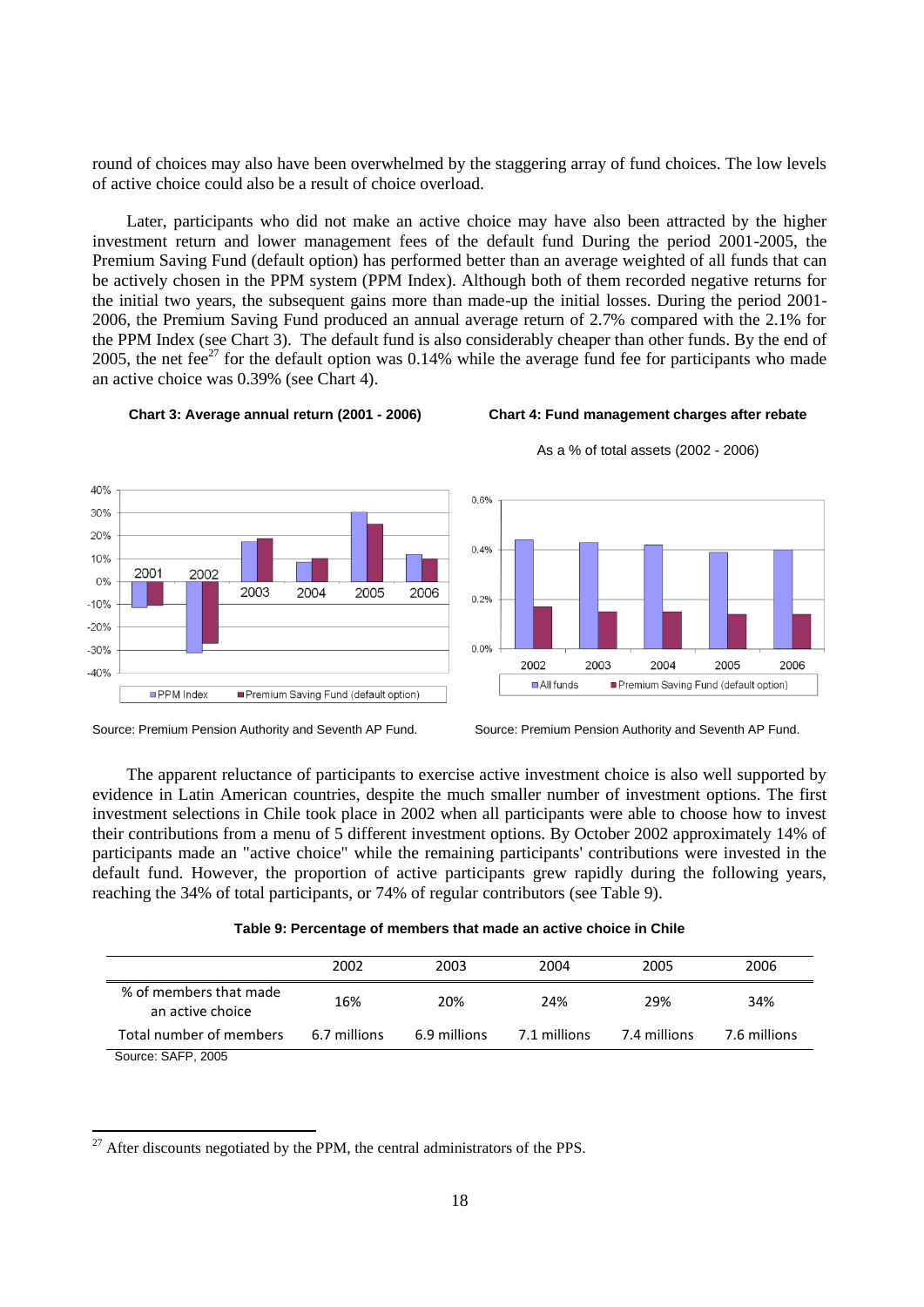round of choices may also have been overwhelmed by the staggering array of fund choices. The low levels of active choice could also be a result of choice overload.

Later, participants who did not make an active choice may have also been attracted by the higher investment return and lower management fees of the default fund During the period 2001-2005, the Premium Saving Fund (default option) has performed better than an average weighted of all funds that can be actively chosen in the PPM system (PPM Index). Although both of them recorded negative returns for the initial two years, the subsequent gains more than made-up the initial losses. During the period 2001-2006, the Premium Saving Fund produced an annual average return of 2.7% compared with the 2.1% for the PPM Index (see Chart 3). The default fund is also considerably cheaper than other funds. By the end of 2005, the net fee[27] for the default option was 0.14% while the average fund fee for participants who made an active choice was 0.39% (see Chart 4).

**Chart 3: Average annual return (2001 - 2006)**

Source: Premium Pension Authority and Seventh AP Fund.

**Chart 4: Fund management charges after rebate**

As a % of total assets (2002 - 2006)

Source: Premium Pension Authority and Seventh AP Fund.

The apparent reluctance of participants to exercise active investment choice is also well supported by evidence in Latin American countries, despite the much smaller number of investment options. The first investment selections in Chile took place in 2002 when all participants were able to choose how to invest their contributions from a menu of 5 different investment options. By October 2002 approximately 14% of participants made an "active choice" while the remaining participants' contributions were invested in the default fund. However, the proportion of active participants grew rapidly during the following years, reaching the 34% of total participants, or 74% of regular contributors (see Table 9).

**Table 9: Percentage of members that made an active choice in Chile**

| | 2002 | 2003 | 2004 | 2005 | 2006 |
|---|---|---|---|---|---|
| % of members that made an active choice | 16% | 20% | 24% | 29% | 34% |
| Total number of members | 6.7 millions | 6.9 millions | 7.1 millions | 7.4 millions | 7.6 millions |

Source: SAFP, 2005

[27] After discounts negotiated by the PPM, the central administrators of the PPS.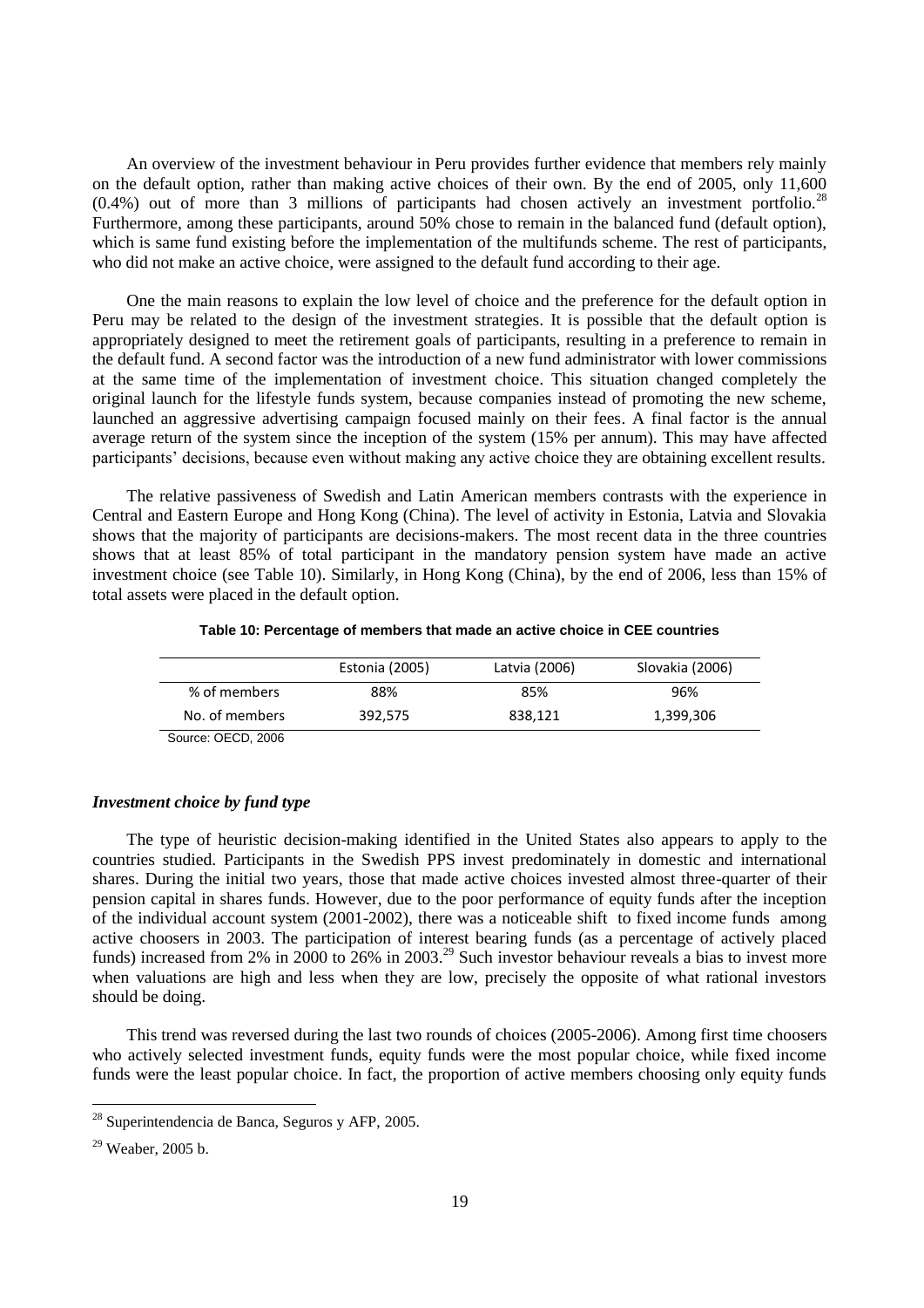An overview of the investment behaviour in Peru provides further evidence that members rely mainly on the default option, rather than making active choices of their own. By the end of 2005, only 11,600 (0.4%) out of more than 3 millions of participants had chosen actively an investment portfolio.[28] Furthermore, among these participants, around 50% chose to remain in the balanced fund (default option), which is same fund existing before the implementation of the multifunds scheme. The rest of participants, who did not make an active choice, were assigned to the default fund according to their age.

One the main reasons to explain the low level of choice and the preference for the default option in Peru may be related to the design of the investment strategies. It is possible that the default option is appropriately designed to meet the retirement goals of participants, resulting in a preference to remain in the default fund. A second factor was the introduction of a new fund administrator with lower commissions at the same time of the implementation of investment choice. This situation changed completely the original launch for the lifestyle funds system, because companies instead of promoting the new scheme, launched an aggressive advertising campaign focused mainly on their fees. A final factor is the annual average return of the system since the inception of the system (15% per annum). This may have affected participants' decisions, because even without making any active choice they are obtaining excellent results.

The relative passiveness of Swedish and Latin American members contrasts with the experience in Central and Eastern Europe and Hong Kong (China). The level of activity in Estonia, Latvia and Slovakia shows that the majority of participants are decisions-makers. The most recent data in the three countries shows that at least 85% of total participant in the mandatory pension system have made an active investment choice (see Table 10). Similarly, in Hong Kong (China), by the end of 2006, less than 15% of total assets were placed in the default option.

**Table 10: Percentage of members that made an active choice in CEE countries**

| | Estonia (2005) | Latvia (2006) | Slovakia (2006) |
|---|---|---|---|
| % of members | 88% | 85% | 96% |
| No. of members | 392,575 | 838,121 | 1,399,306 |

Source: OECD, 2006

### *Investment choice by fund type*

The type of heuristic decision-making identified in the United States also appears to apply to the countries studied. Participants in the Swedish PPS invest predominately in domestic and international shares. During the initial two years, those that made active choices invested almost three-quarter of their pension capital in shares funds. However, due to the poor performance of equity funds after the inception of the individual account system (2001-2002), there was a noticeable shift to fixed income funds among active choosers in 2003. The participation of interest bearing funds (as a percentage of actively placed funds) increased from 2% in 2000 to 26% in 2003.[29] Such investor behaviour reveals a bias to invest more when valuations are high and less when they are low, precisely the opposite of what rational investors should be doing.

This trend was reversed during the last two rounds of choices (2005-2006). Among first time choosers who actively selected investment funds, equity funds were the most popular choice, while fixed income funds were the least popular choice. In fact, the proportion of active members choosing only equity funds

---

[28] Superintendencia de Banca, Seguros y AFP, 2005.

[29] Weaber, 2005 b.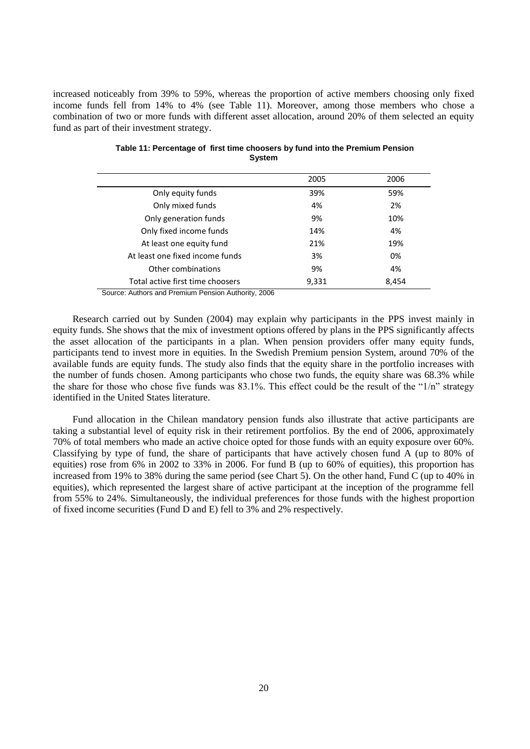increased noticeably from 39% to 59%, whereas the proportion of active members choosing only fixed income funds fell from 14% to 4% (see Table 11). Moreover, among those members who chose a combination of two or more funds with different asset allocation, around 20% of them selected an equity fund as part of their investment strategy.

**Table 11: Percentage of first time choosers by fund into the Premium Pension System**

| | 2005 | 2006 |
|---|---|---|
| Only equity funds | 39% | 59% |
| Only mixed funds | 4% | 2% |
| Only generation funds | 9% | 10% |
| Only fixed income funds | 14% | 4% |
| At least one equity fund | 21% | 19% |
| At least one fixed income funds | 3% | 0% |
| Other combinations | 9% | 4% |
| Total active first time choosers | 9,331 | 8,454 |

Source: Authors and Premium Pension Authority, 2006

Research carried out by Sunden (2004) may explain why participants in the PPS invest mainly in equity funds. She shows that the mix of investment options offered by plans in the PPS significantly affects the asset allocation of the participants in a plan. When pension providers offer many equity funds, participants tend to invest more in equities. In the Swedish Premium pension System, around 70% of the available funds are equity funds. The study also finds that the equity share in the portfolio increases with the number of funds chosen. Among participants who chose two funds, the equity share was 68.3% while the share for those who chose five funds was 83.1%. This effect could be the result of the "1/n" strategy identified in the United States literature.

Fund allocation in the Chilean mandatory pension funds also illustrate that active participants are taking a substantial level of equity risk in their retirement portfolios. By the end of 2006, approximately 70% of total members who made an active choice opted for those funds with an equity exposure over 60%. Classifying by type of fund, the share of participants that have actively chosen fund A (up to 80% of equities) rose from 6% in 2002 to 33% in 2006. For fund B (up to 60% of equities), this proportion has increased from 19% to 38% during the same period (see Chart 5). On the other hand, Fund C (up to 40% in equities), which represented the largest share of active participant at the inception of the programme fell from 55% to 24%. Simultaneously, the individual preferences for those funds with the highest proportion of fixed income securities (Fund D and E) fell to 3% and 2% respectively.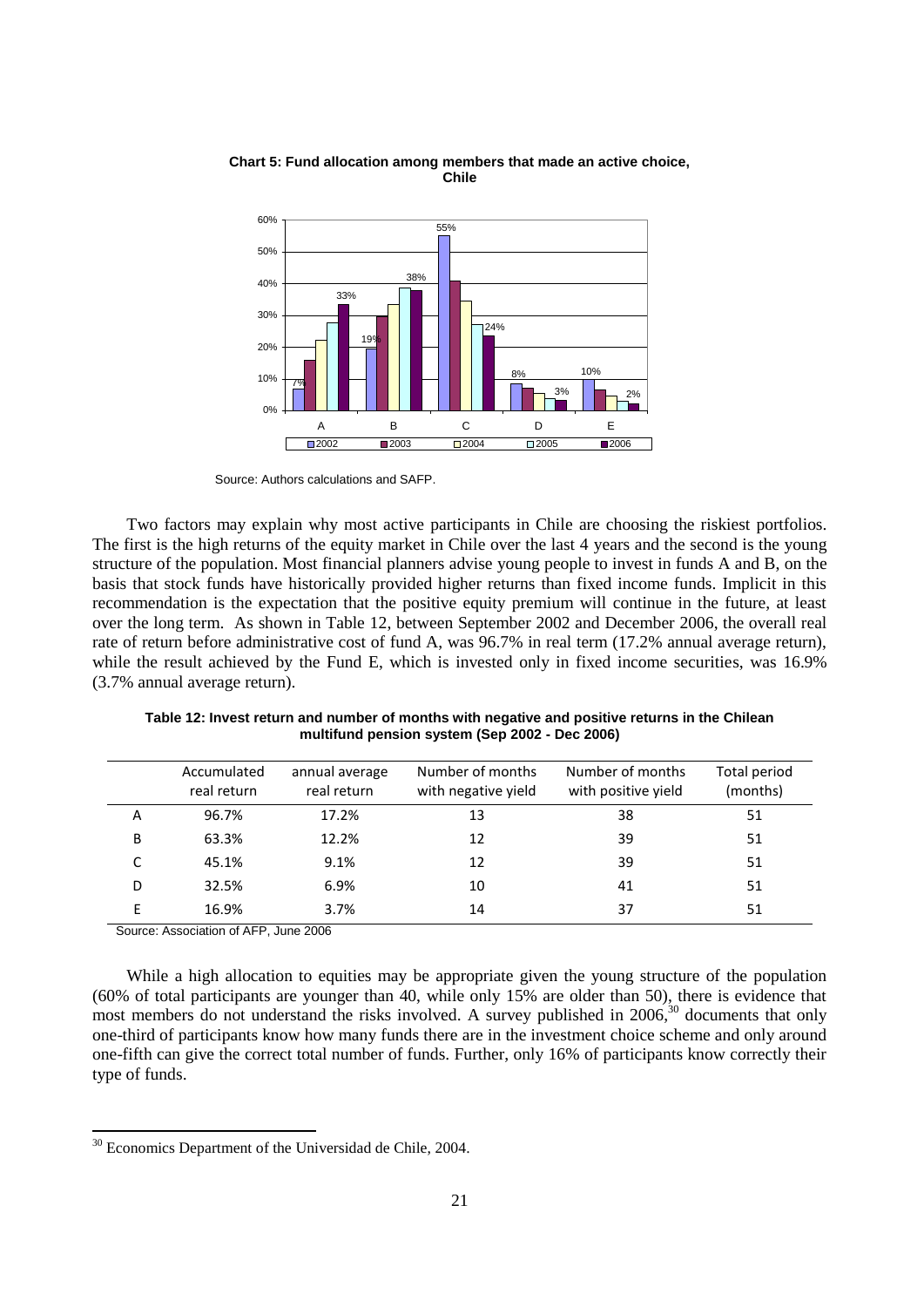**Chart 5: Fund allocation among members that made an active choice, Chile**

Source: Authors calculations and SAFP.

Two factors may explain why most active participants in Chile are choosing the riskiest portfolios. The first is the high returns of the equity market in Chile over the last 4 years and the second is the young structure of the population. Most financial planners advise young people to invest in funds A and B, on the basis that stock funds have historically provided higher returns than fixed income funds. Implicit in this recommendation is the expectation that the positive equity premium will continue in the future, at least over the long term. As shown in Table 12, between September 2002 and December 2006, the overall real rate of return before administrative cost of fund A, was 96.7% in real term (17.2% annual average return), while the result achieved by the Fund E, which is invested only in fixed income securities, was 16.9% (3.7% annual average return).

**Table 12: Invest return and number of months with negative and positive returns in the Chilean multifund pension system (Sep 2002 - Dec 2006)**

| | Accumulated real return | annual average real return | Number of months with negative yield | Number of months with positive yield | Total period (months) |
|---|---|---|---|---|---|
| A | 96.7% | 17.2% | 13 | 38 | 51 |
| B | 63.3% | 12.2% | 12 | 39 | 51 |
| C | 45.1% | 9.1% | 12 | 39 | 51 |
| D | 32.5% | 6.9% | 10 | 41 | 51 |
| E | 16.9% | 3.7% | 14 | 37 | 51 |

Source: Association of AFP, June 2006

While a high allocation to equities may be appropriate given the young structure of the population (60% of total participants are younger than 40, while only 15% are older than 50), there is evidence that most members do not understand the risks involved. A survey published in 2006,[30] documents that only one-third of participants know how many funds there are in the investment choice scheme and only around one-fifth can give the correct total number of funds. Further, only 16% of participants know correctly their type of funds.

[30] Economics Department of the Universidad de Chile, 2004.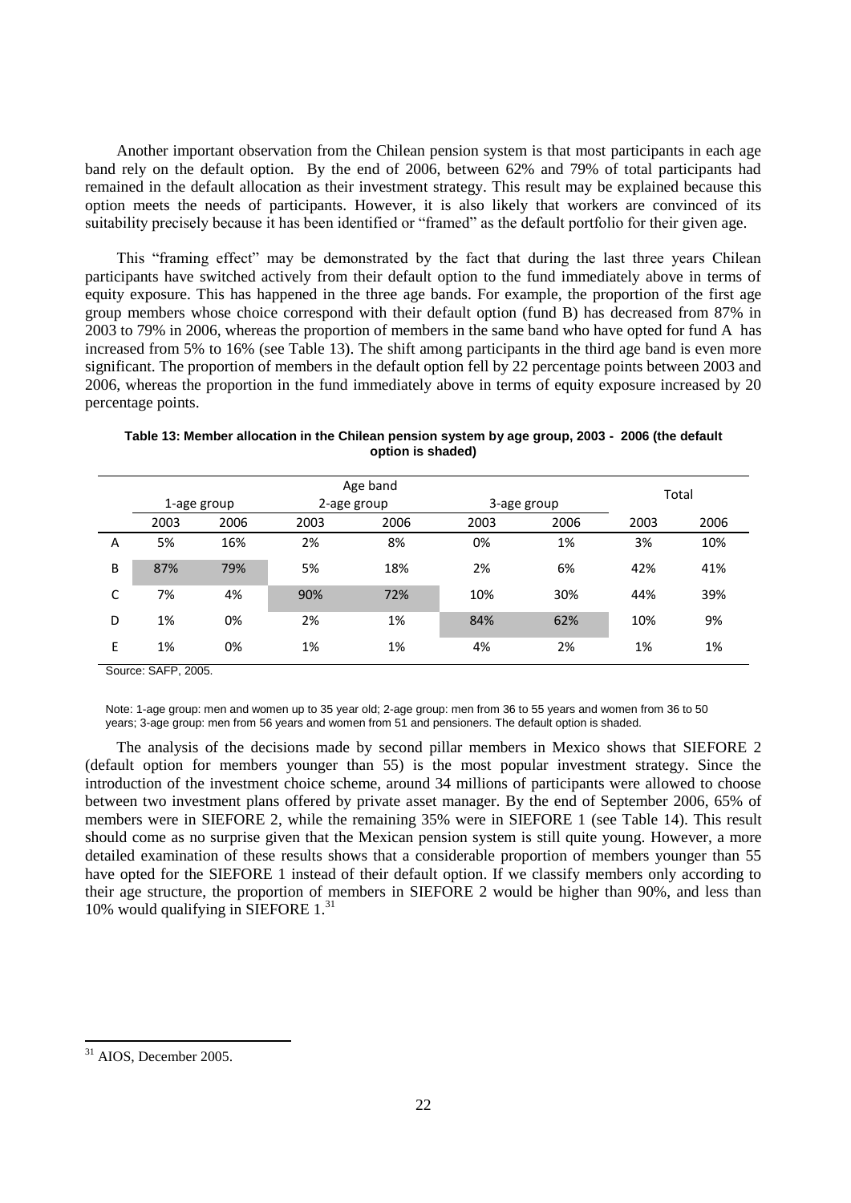Another important observation from the Chilean pension system is that most participants in each age band rely on the default option. By the end of 2006, between 62% and 79% of total participants had remained in the default allocation as their investment strategy. This result may be explained because this option meets the needs of participants. However, it is also likely that workers are convinced of its suitability precisely because it has been identified or "framed" as the default portfolio for their given age.

This "framing effect" may be demonstrated by the fact that during the last three years Chilean participants have switched actively from their default option to the fund immediately above in terms of equity exposure. This has happened in the three age bands. For example, the proportion of the first age group members whose choice correspond with their default option (fund B) has decreased from 87% in 2003 to 79% in 2006, whereas the proportion of members in the same band who have opted for fund A has increased from 5% to 16% (see Table 13). The shift among participants in the third age band is even more significant. The proportion of members in the default option fell by 22 percentage points between 2003 and 2006, whereas the proportion in the fund immediately above in terms of equity exposure increased by 20 percentage points.

**Table 13: Member allocation in the Chilean pension system by age group, 2003 - 2006 (the default option is shaded)**

| | Age band | | | | | | Total | |
|---|---|---|---|---|---|---|---|---|
| | 1-age group | | 2-age group | | 3-age group | | | |
| | 2003 | 2006 | 2003 | 2006 | 2003 | 2006 | 2003 | 2006 |
| A | 5% | 16% | 2% | 8% | 0% | 1% | 3% | 10% |
| B | 87% | 79% | 5% | 18% | 2% | 6% | 42% | 41% |
| C | 7% | 4% | 90% | 72% | 10% | 30% | 44% | 39% |
| D | 1% | 0% | 2% | 1% | 84% | 62% | 10% | 9% |
| E | 1% | 0% | 1% | 1% | 4% | 2% | 1% | 1% |

Source: SAFP, 2005.

Note: 1-age group: men and women up to 35 year old; 2-age group: men from 36 to 55 years and women from 36 to 50 years; 3-age group: men from 56 years and women from 51 and pensioners. The default option is shaded.

The analysis of the decisions made by second pillar members in Mexico shows that SIEFORE 2 (default option for members younger than 55) is the most popular investment strategy. Since the introduction of the investment choice scheme, around 34 millions of participants were allowed to choose between two investment plans offered by private asset manager. By the end of September 2006, 65% of members were in SIEFORE 2, while the remaining 35% were in SIEFORE 1 (see Table 14). This result should come as no surprise given that the Mexican pension system is still quite young. However, a more detailed examination of these results shows that a considerable proportion of members younger than 55 have opted for the SIEFORE 1 instead of their default option. If we classify members only according to their age structure, the proportion of members in SIEFORE 2 would be higher than 90%, and less than 10% would qualifying in SIEFORE 1.[31]

[31] AIOS, December 2005.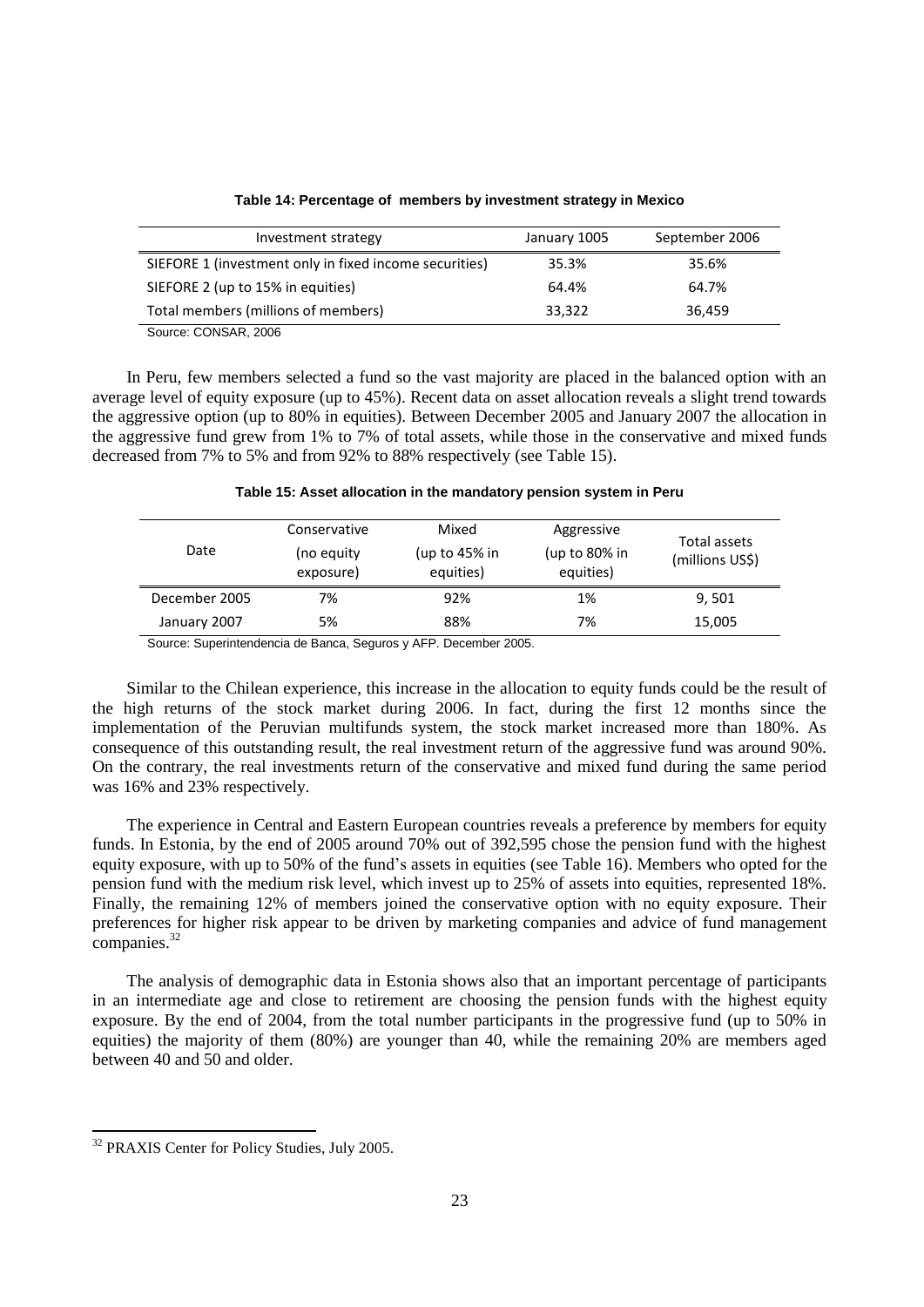**Table 14: Percentage of members by investment strategy in Mexico**

| Investment strategy | January 1005 | September 2006 |
| --- | --- | --- |
| SIEFORE 1 (investment only in fixed income securities) | 35.3% | 35.6% |
| SIEFORE 2 (up to 15% in equities) | 64.4% | 64.7% |
| Total members (millions of members) | 33,322 | 36,459 |

Source: CONSAR, 2006

In Peru, few members selected a fund so the vast majority are placed in the balanced option with an average level of equity exposure (up to 45%). Recent data on asset allocation reveals a slight trend towards the aggressive option (up to 80% in equities). Between December 2005 and January 2007 the allocation in the aggressive fund grew from 1% to 7% of total assets, while those in the conservative and mixed funds decreased from 7% to 5% and from 92% to 88% respectively (see Table 15).

**Table 15: Asset allocation in the mandatory pension system in Peru**

| Date | Conservative (no equity exposure) | Mixed (up to 45% in equities) | Aggressive (up to 80% in equities) | Total assets (millions US$) |
| --- | --- | --- | --- | --- |
| December 2005 | 7% | 92% | 1% | 9, 501 |
| January 2007 | 5% | 88% | 7% | 15,005 |

Source: Superintendencia de Banca, Seguros y AFP. December 2005.

Similar to the Chilean experience, this increase in the allocation to equity funds could be the result of the high returns of the stock market during 2006. In fact, during the first 12 months since the implementation of the Peruvian multifunds system, the stock market increased more than 180%. As consequence of this outstanding result, the real investment return of the aggressive fund was around 90%. On the contrary, the real investments return of the conservative and mixed fund during the same period was 16% and 23% respectively.

The experience in Central and Eastern European countries reveals a preference by members for equity funds. In Estonia, by the end of 2005 around 70% out of 392,595 chose the pension fund with the highest equity exposure, with up to 50% of the fund's assets in equities (see Table 16). Members who opted for the pension fund with the medium risk level, which invest up to 25% of assets into equities, represented 18%. Finally, the remaining 12% of members joined the conservative option with no equity exposure. Their preferences for higher risk appear to be driven by marketing companies and advice of fund management companies.[32]

The analysis of demographic data in Estonia shows also that an important percentage of participants in an intermediate age and close to retirement are choosing the pension funds with the highest equity exposure. By the end of 2004, from the total number participants in the progressive fund (up to 50% in equities) the majority of them (80%) are younger than 40, while the remaining 20% are members aged between 40 and 50 and older.

[32] PRAXIS Center for Policy Studies, July 2005.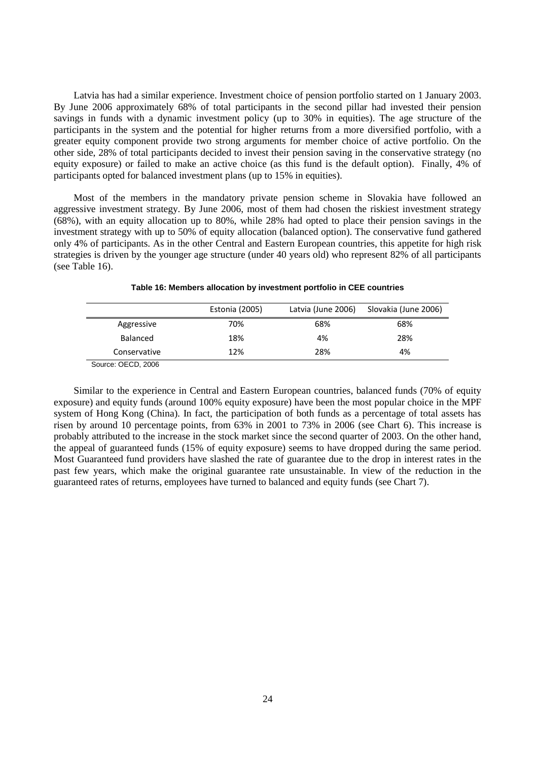Latvia has had a similar experience. Investment choice of pension portfolio started on 1 January 2003. By June 2006 approximately 68% of total participants in the second pillar had invested their pension savings in funds with a dynamic investment policy (up to 30% in equities). The age structure of the participants in the system and the potential for higher returns from a more diversified portfolio, with a greater equity component provide two strong arguments for member choice of active portfolio. On the other side, 28% of total participants decided to invest their pension saving in the conservative strategy (no equity exposure) or failed to make an active choice (as this fund is the default option). Finally, 4% of participants opted for balanced investment plans (up to 15% in equities).

Most of the members in the mandatory private pension scheme in Slovakia have followed an aggressive investment strategy. By June 2006, most of them had chosen the riskiest investment strategy (68%), with an equity allocation up to 80%, while 28% had opted to place their pension savings in the investment strategy with up to 50% of equity allocation (balanced option). The conservative fund gathered only 4% of participants. As in the other Central and Eastern European countries, this appetite for high risk strategies is driven by the younger age structure (under 40 years old) who represent 82% of all participants (see Table 16).

**Table 16: Members allocation by investment portfolio in CEE countries**

| | Estonia (2005) | Latvia (June 2006) | Slovakia (June 2006) |
|---|---|---|---|
| Aggressive | 70% | 68% | 68% |
| Balanced | 18% | 4% | 28% |
| Conservative | 12% | 28% | 4% |

Source: OECD, 2006

Similar to the experience in Central and Eastern European countries, balanced funds (70% of equity exposure) and equity funds (around 100% equity exposure) have been the most popular choice in the MPF system of Hong Kong (China). In fact, the participation of both funds as a percentage of total assets has risen by around 10 percentage points, from 63% in 2001 to 73% in 2006 (see Chart 6). This increase is probably attributed to the increase in the stock market since the second quarter of 2003. On the other hand, the appeal of guaranteed funds (15% of equity exposure) seems to have dropped during the same period. Most Guaranteed fund providers have slashed the rate of guarantee due to the drop in interest rates in the past few years, which make the original guarantee rate unsustainable. In view of the reduction in the guaranteed rates of returns, employees have turned to balanced and equity funds (see Chart 7).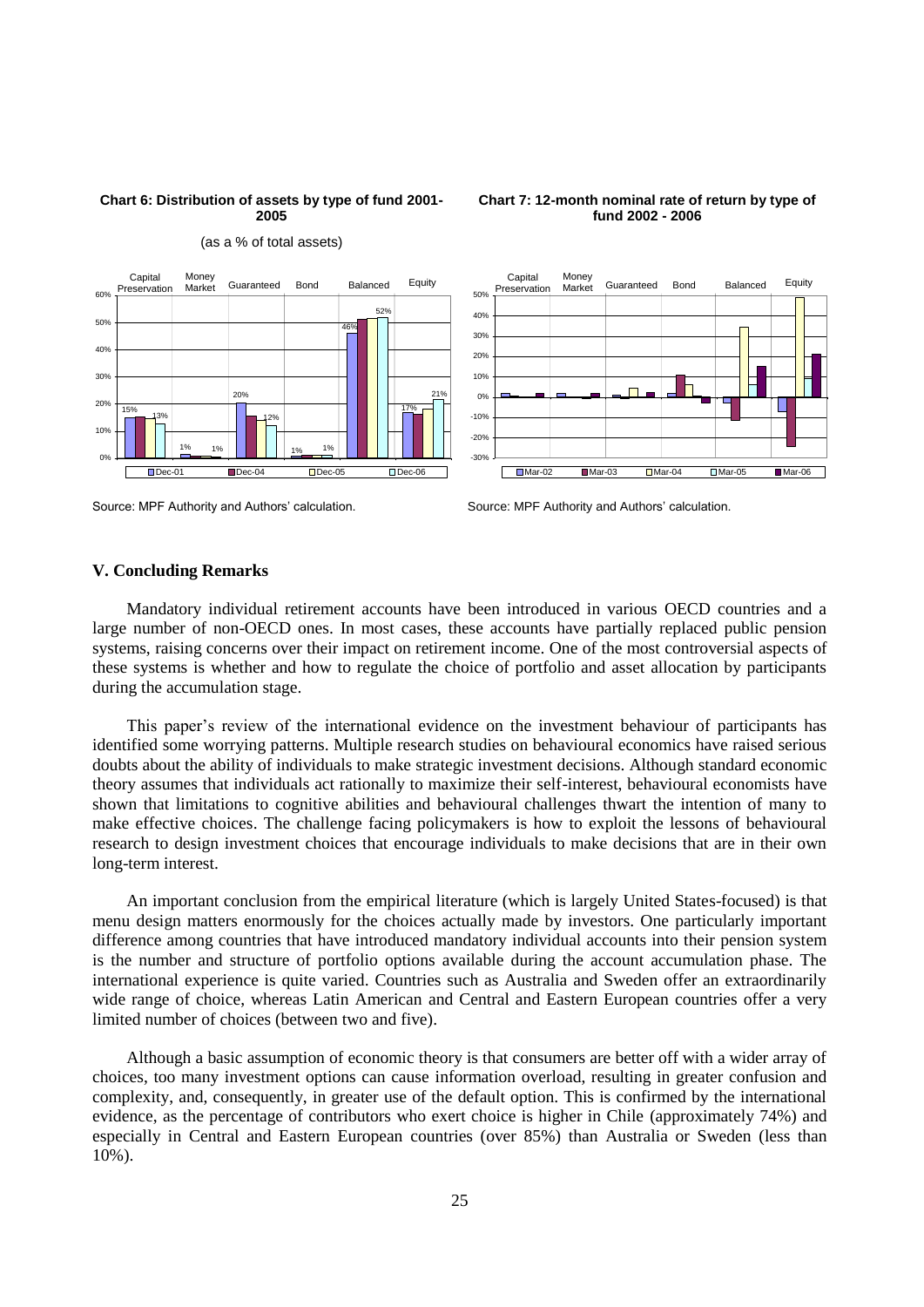**Chart 6: Distribution of assets by type of fund 2001-2005**

(as a % of total assets)

Capital Preservation
Money Market
Guaranteed
Bond
Balanced
Equity

60%
50%
40%
30%
20%
10%
0%

15%
13%
1%
1%
20%
12%
1%
1%
46%
52%
17%
21%

Dec-01
Dec-04
Dec-05
Dec-06

Source: MPF Authority and Authors' calculation.

**Chart 7: 12-month nominal rate of return by type of fund 2002 - 2006**

Capital Preservation
Money Market
Guaranteed
Bond
Balanced
Equity

50%
40%
30%
20%
10%
0%
-10%
-20%
-30%

Mar-02
Mar-03
Mar-04
Mar-05
Mar-06

Source: MPF Authority and Authors' calculation.

### V. Concluding Remarks

Mandatory individual retirement accounts have been introduced in various OECD countries and a large number of non-OECD ones. In most cases, these accounts have partially replaced public pension systems, raising concerns over their impact on retirement income. One of the most controversial aspects of these systems is whether and how to regulate the choice of portfolio and asset allocation by participants during the accumulation stage.

This paper's review of the international evidence on the investment behaviour of participants has identified some worrying patterns. Multiple research studies on behavioural economics have raised serious doubts about the ability of individuals to make strategic investment decisions. Although standard economic theory assumes that individuals act rationally to maximize their self-interest, behavioural economists have shown that limitations to cognitive abilities and behavioural challenges thwart the intention of many to make effective choices. The challenge facing policymakers is how to exploit the lessons of behavioural research to design investment choices that encourage individuals to make decisions that are in their own long-term interest.

An important conclusion from the empirical literature (which is largely United States-focused) is that menu design matters enormously for the choices actually made by investors. One particularly important difference among countries that have introduced mandatory individual accounts into their pension system is the number and structure of portfolio options available during the account accumulation phase. The international experience is quite varied. Countries such as Australia and Sweden offer an extraordinarily wide range of choice, whereas Latin American and Central and Eastern European countries offer a very limited number of choices (between two and five).

Although a basic assumption of economic theory is that consumers are better off with a wider array of choices, too many investment options can cause information overload, resulting in greater confusion and complexity, and, consequently, in greater use of the default option. This is confirmed by the international evidence, as the percentage of contributors who exert choice is higher in Chile (approximately 74%) and especially in Central and Eastern European countries (over 85%) than Australia or Sweden (less than 10%).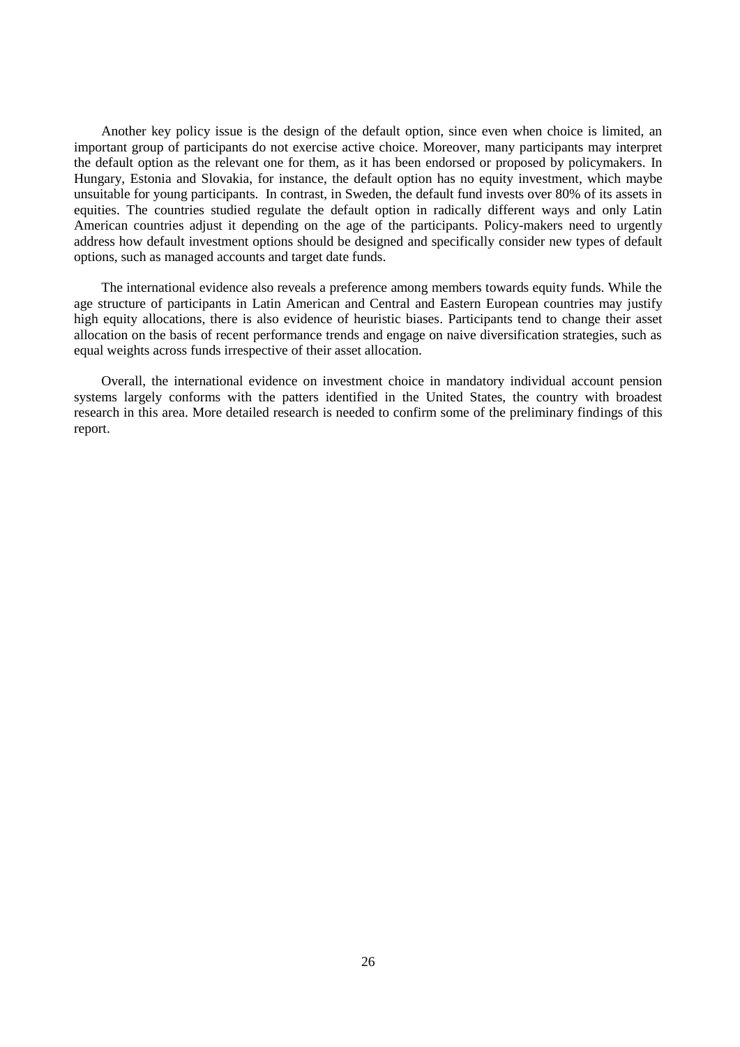Another key policy issue is the design of the default option, since even when choice is limited, an important group of participants do not exercise active choice. Moreover, many participants may interpret the default option as the relevant one for them, as it has been endorsed or proposed by policymakers. In Hungary, Estonia and Slovakia, for instance, the default option has no equity investment, which maybe unsuitable for young participants. In contrast, in Sweden, the default fund invests over 80% of its assets in equities. The countries studied regulate the default option in radically different ways and only Latin American countries adjust it depending on the age of the participants. Policy-makers need to urgently address how default investment options should be designed and specifically consider new types of default options, such as managed accounts and target date funds.

The international evidence also reveals a preference among members towards equity funds. While the age structure of participants in Latin American and Central and Eastern European countries may justify high equity allocations, there is also evidence of heuristic biases. Participants tend to change their asset allocation on the basis of recent performance trends and engage on naive diversification strategies, such as equal weights across funds irrespective of their asset allocation.

Overall, the international evidence on investment choice in mandatory individual account pension systems largely conforms with the patters identified in the United States, the country with broadest research in this area. More detailed research is needed to confirm some of the preliminary findings of this report.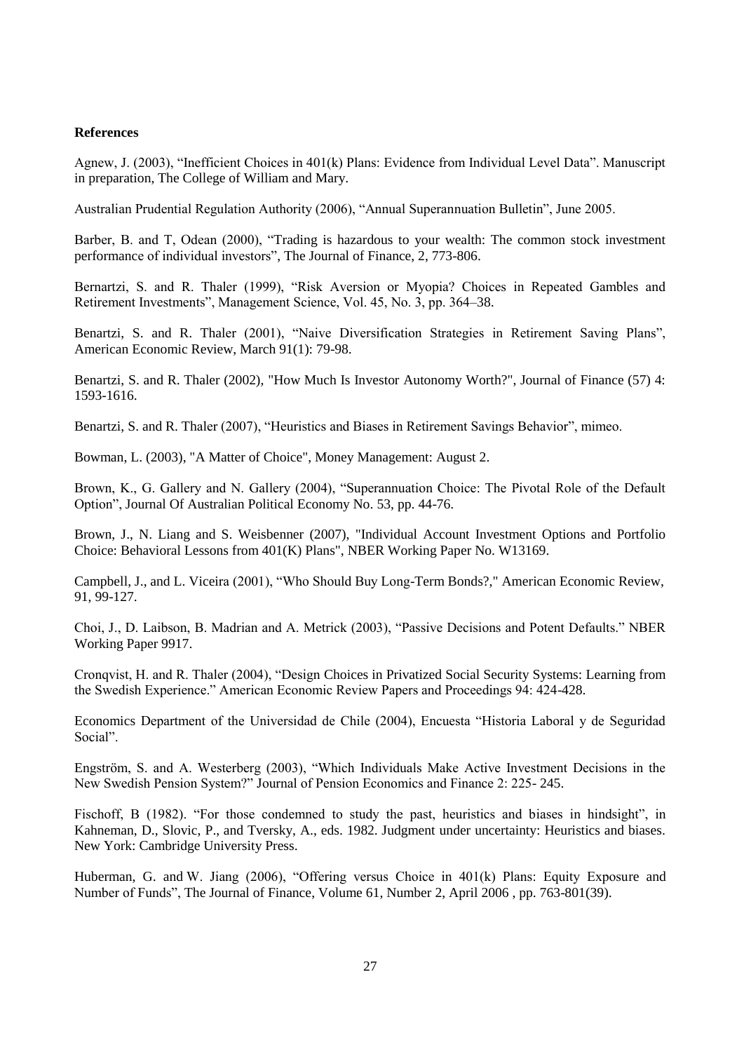**References**

Agnew, J. (2003), "Inefficient Choices in 401(k) Plans: Evidence from Individual Level Data". Manuscript in preparation, The College of William and Mary.

Australian Prudential Regulation Authority (2006), "Annual Superannuation Bulletin", June 2005.

Barber, B. and T, Odean (2000), "Trading is hazardous to your wealth: The common stock investment performance of individual investors", The Journal of Finance, 2, 773-806.

Bernartzi, S. and R. Thaler (1999), "Risk Aversion or Myopia? Choices in Repeated Gambles and Retirement Investments", Management Science, Vol. 45, No. 3, pp. 364–38.

Benartzi, S. and R. Thaler (2001), "Naive Diversification Strategies in Retirement Saving Plans", American Economic Review, March 91(1): 79-98.

Benartzi, S. and R. Thaler (2002), "How Much Is Investor Autonomy Worth?", Journal of Finance (57) 4: 1593-1616.

Benartzi, S. and R. Thaler (2007), "Heuristics and Biases in Retirement Savings Behavior", mimeo.

Bowman, L. (2003), "A Matter of Choice", Money Management: August 2.

Brown, K., G. Gallery and N. Gallery (2004), "Superannuation Choice: The Pivotal Role of the Default Option", Journal Of Australian Political Economy No. 53, pp. 44-76.

Brown, J., N. Liang and S. Weisbenner (2007), "Individual Account Investment Options and Portfolio Choice: Behavioral Lessons from 401(K) Plans", NBER Working Paper No. W13169.

Campbell, J., and L. Viceira (2001), "Who Should Buy Long-Term Bonds?," American Economic Review, 91, 99-127.

Choi, J., D. Laibson, B. Madrian and A. Metrick (2003), "Passive Decisions and Potent Defaults." NBER Working Paper 9917.

Cronqvist, H. and R. Thaler (2004), "Design Choices in Privatized Social Security Systems: Learning from the Swedish Experience." American Economic Review Papers and Proceedings 94: 424-428.

Economics Department of the Universidad de Chile (2004), Encuesta "Historia Laboral y de Seguridad Social".

Engström, S. and A. Westerberg (2003), "Which Individuals Make Active Investment Decisions in the New Swedish Pension System?" Journal of Pension Economics and Finance 2: 225- 245.

Fischoff, B (1982). "For those condemned to study the past, heuristics and biases in hindsight", in Kahneman, D., Slovic, P., and Tversky, A., eds. 1982. Judgment under uncertainty: Heuristics and biases. New York: Cambridge University Press.

Huberman, G. and W. Jiang (2006), "Offering versus Choice in 401(k) Plans: Equity Exposure and Number of Funds", The Journal of Finance, Volume 61, Number 2, April 2006 , pp. 763-801(39).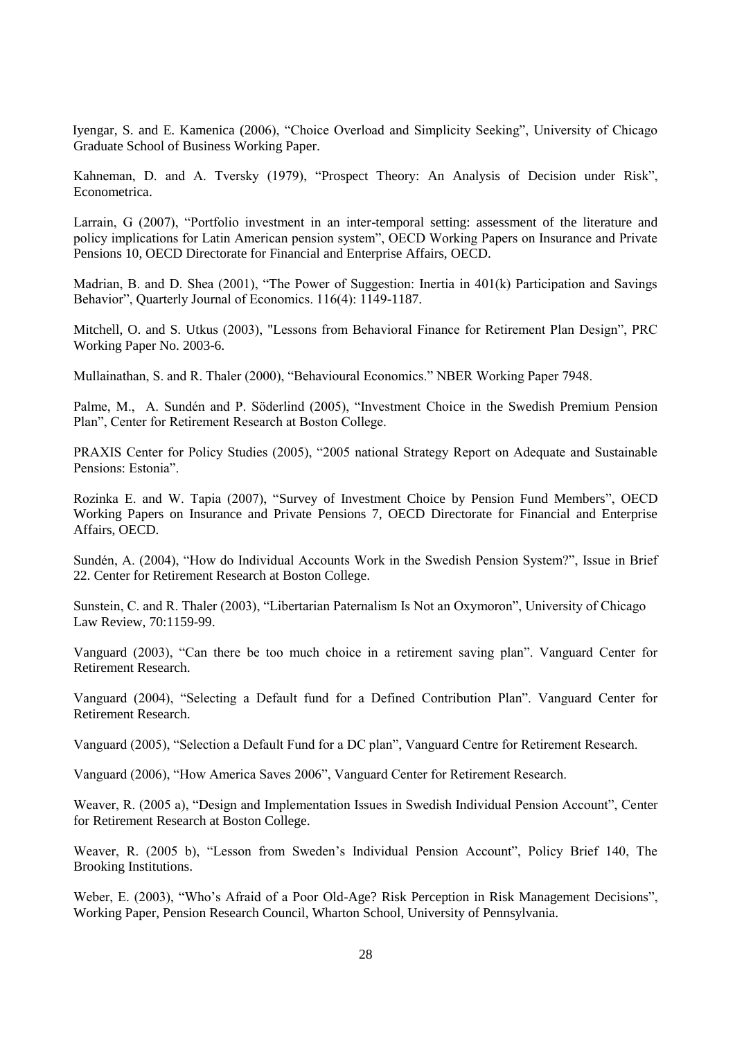Iyengar, S. and E. Kamenica (2006), "Choice Overload and Simplicity Seeking", University of Chicago Graduate School of Business Working Paper.

Kahneman, D. and A. Tversky (1979), "Prospect Theory: An Analysis of Decision under Risk", Econometrica.

Larrain, G (2007), "Portfolio investment in an inter-temporal setting: assessment of the literature and policy implications for Latin American pension system", OECD Working Papers on Insurance and Private Pensions 10, OECD Directorate for Financial and Enterprise Affairs, OECD.

Madrian, B. and D. Shea (2001), "The Power of Suggestion: Inertia in 401(k) Participation and Savings Behavior", Quarterly Journal of Economics. 116(4): 1149-1187.

Mitchell, O. and S. Utkus (2003), "Lessons from Behavioral Finance for Retirement Plan Design", PRC Working Paper No. 2003-6.

Mullainathan, S. and R. Thaler (2000), "Behavioural Economics." NBER Working Paper 7948.

Palme, M., A. Sundén and P. Söderlind (2005), "Investment Choice in the Swedish Premium Pension Plan", Center for Retirement Research at Boston College.

PRAXIS Center for Policy Studies (2005), "2005 national Strategy Report on Adequate and Sustainable Pensions: Estonia".

Rozinka E. and W. Tapia (2007), "Survey of Investment Choice by Pension Fund Members", OECD Working Papers on Insurance and Private Pensions 7, OECD Directorate for Financial and Enterprise Affairs, OECD.

Sundén, A. (2004), "How do Individual Accounts Work in the Swedish Pension System?", Issue in Brief 22. Center for Retirement Research at Boston College.

Sunstein, C. and R. Thaler (2003), "Libertarian Paternalism Is Not an Oxymoron", University of Chicago Law Review, 70:1159-99.

Vanguard (2003), "Can there be too much choice in a retirement saving plan". Vanguard Center for Retirement Research.

Vanguard (2004), "Selecting a Default fund for a Defined Contribution Plan". Vanguard Center for Retirement Research.

Vanguard (2005), "Selection a Default Fund for a DC plan", Vanguard Centre for Retirement Research.

Vanguard (2006), "How America Saves 2006", Vanguard Center for Retirement Research.

Weaver, R. (2005 a), "Design and Implementation Issues in Swedish Individual Pension Account", Center for Retirement Research at Boston College.

Weaver, R. (2005 b), "Lesson from Sweden's Individual Pension Account", Policy Brief 140, The Brooking Institutions.

Weber, E. (2003), "Who's Afraid of a Poor Old-Age? Risk Perception in Risk Management Decisions", Working Paper, Pension Research Council, Wharton School, University of Pennsylvania.